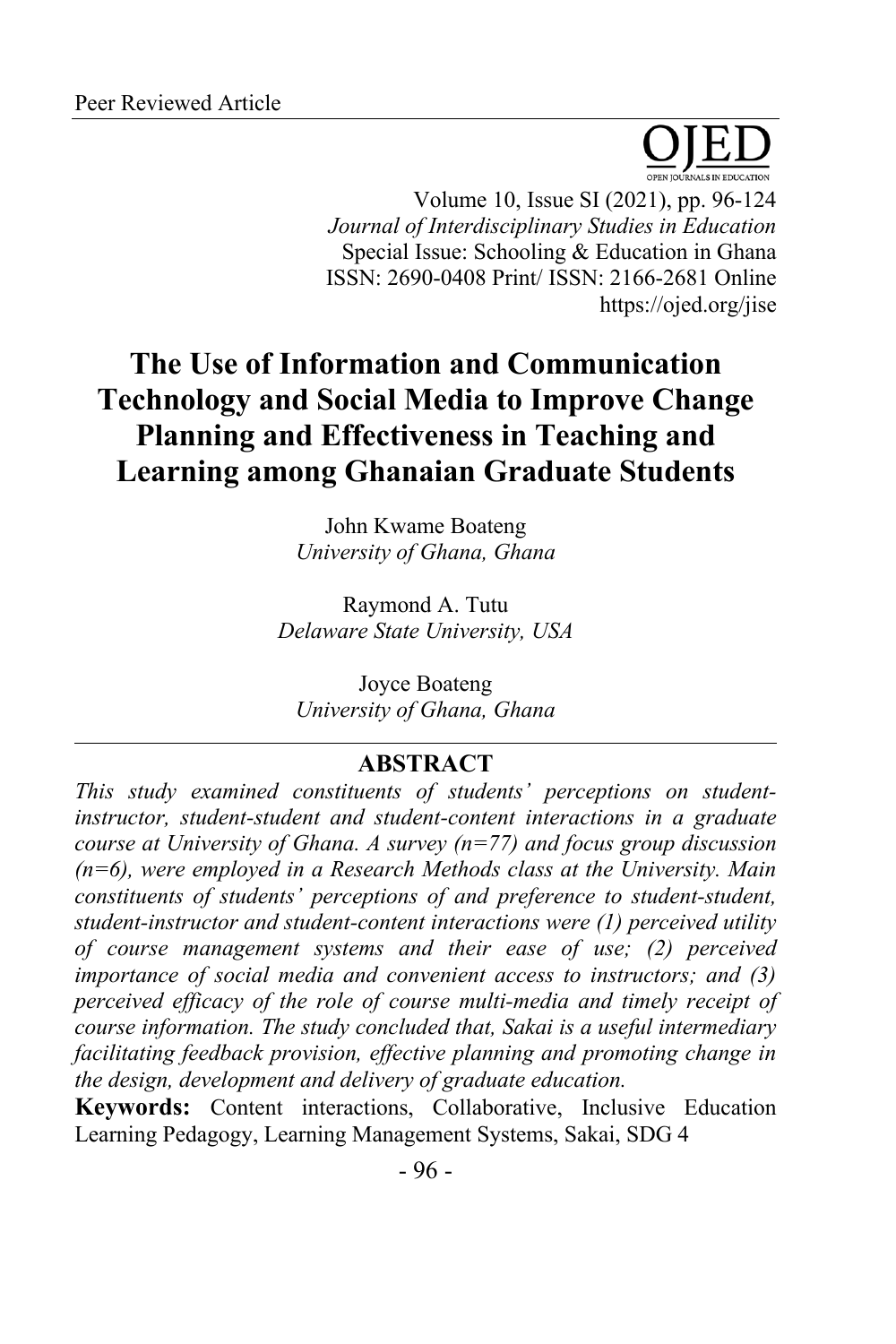Peer Reviewed Article

# The Use of Information and Communication Technology and Social Media to Improve Change Planning and Effectiveness in Teaching and Learning among Ghanaian Graduate Students

John Kwame Boateng
*University of Ghana, Ghana*

Raymond A. Tutu
*Delaware State University, USA*

Joyce Boateng
*University of Ghana, Ghana*

## ABSTRACT

*This study examined constituents of students' perceptions on student-instructor, student-student and student-content interactions in a graduate course at University of Ghana. A survey (n=77) and focus group discussion (n=6), were employed in a Research Methods class at the University. Main constituents of students' perceptions of and preference to student-student, student-instructor and student-content interactions were (1) perceived utility of course management systems and their ease of use; (2) perceived importance of social media and convenient access to instructors; and (3) perceived efficacy of the role of course multi-media and timely receipt of course information. The study concluded that, Sakai is a useful intermediary facilitating feedback provision, effective planning and promoting change in the design, development and delivery of graduate education.*

**Keywords:** Content interactions, Collaborative, Inclusive Education Learning Pedagogy, Learning Management Systems, Sakai, SDG 4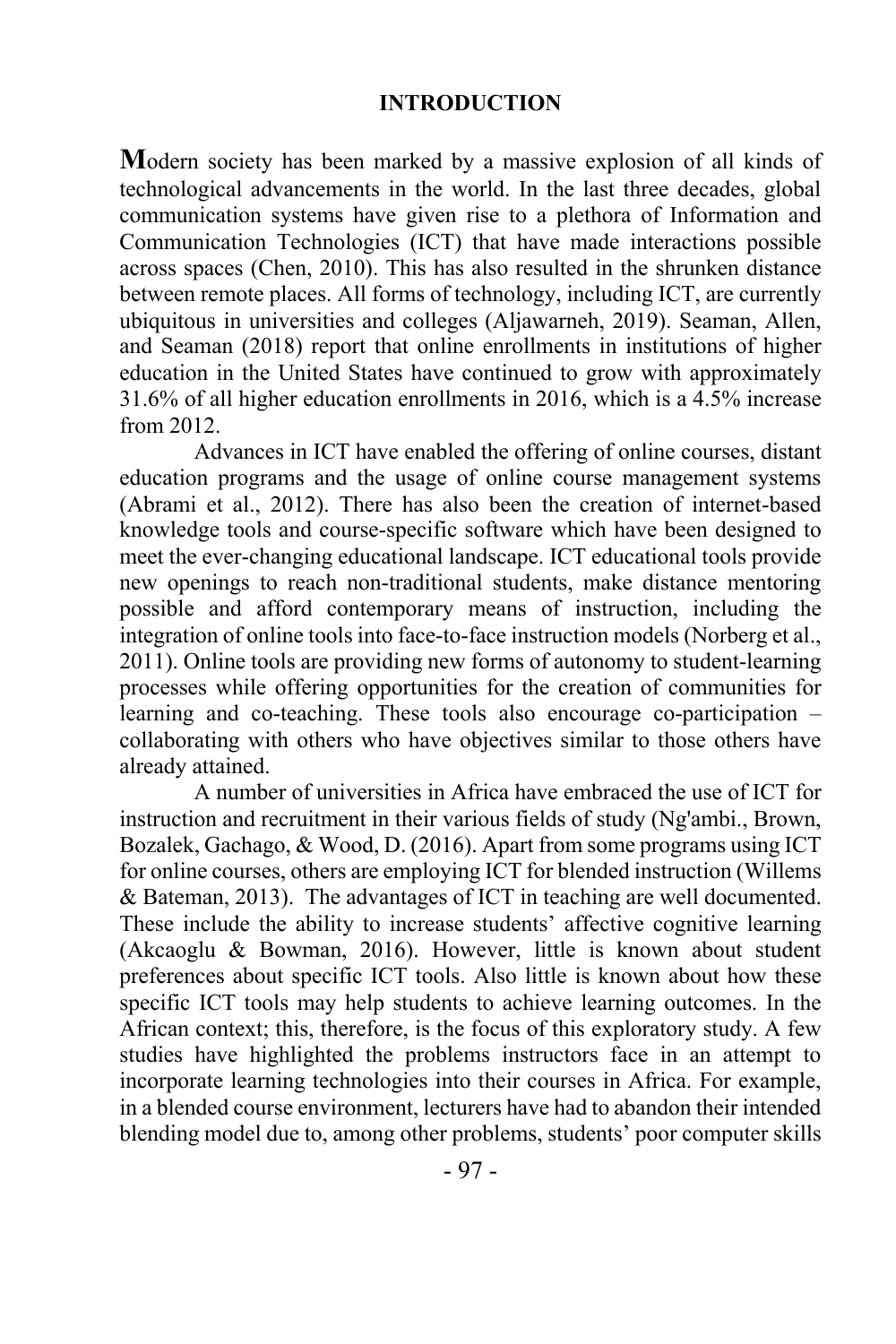## INTRODUCTION

**M**odern society has been marked by a massive explosion of all kinds of technological advancements in the world. In the last three decades, global communication systems have given rise to a plethora of Information and Communication Technologies (ICT) that have made interactions possible across spaces (Chen, 2010). This has also resulted in the shrunken distance between remote places. All forms of technology, including ICT, are currently ubiquitous in universities and colleges (Aljawarneh, 2019). Seaman, Allen, and Seaman (2018) report that online enrollments in institutions of higher education in the United States have continued to grow with approximately 31.6% of all higher education enrollments in 2016, which is a 4.5% increase from 2012.

Advances in ICT have enabled the offering of online courses, distant education programs and the usage of online course management systems (Abrami et al., 2012). There has also been the creation of internet-based knowledge tools and course-specific software which have been designed to meet the ever-changing educational landscape. ICT educational tools provide new openings to reach non-traditional students, make distance mentoring possible and afford contemporary means of instruction, including the integration of online tools into face-to-face instruction models (Norberg et al., 2011). Online tools are providing new forms of autonomy to student-learning processes while offering opportunities for the creation of communities for learning and co-teaching. These tools also encourage co-participation – collaborating with others who have objectives similar to those others have already attained.

A number of universities in Africa have embraced the use of ICT for instruction and recruitment in their various fields of study (Ng'ambi., Brown, Bozalek, Gachago, & Wood, D. (2016). Apart from some programs using ICT for online courses, others are employing ICT for blended instruction (Willems & Bateman, 2013). The advantages of ICT in teaching are well documented. These include the ability to increase students' affective cognitive learning (Akcaoglu & Bowman, 2016). However, little is known about student preferences about specific ICT tools. Also little is known about how these specific ICT tools may help students to achieve learning outcomes. In the African context; this, therefore, is the focus of this exploratory study. A few studies have highlighted the problems instructors face in an attempt to incorporate learning technologies into their courses in Africa. For example, in a blended course environment, lecturers have had to abandon their intended blending model due to, among other problems, students' poor computer skills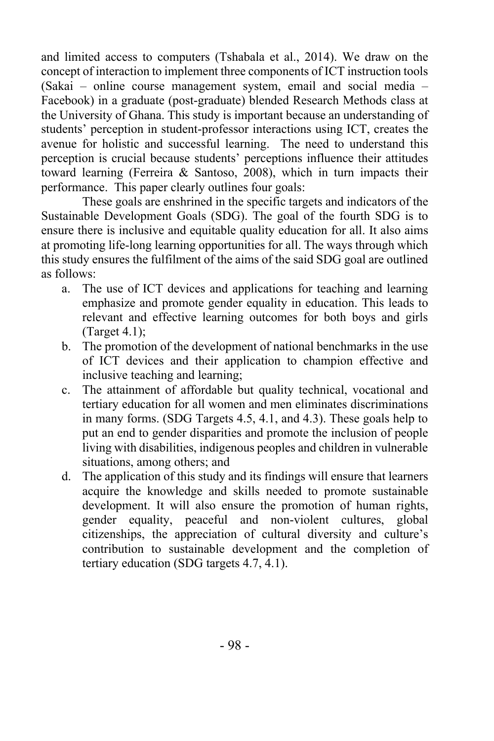and limited access to computers (Tshabala et al., 2014). We draw on the concept of interaction to implement three components of ICT instruction tools (Sakai – online course management system, email and social media – Facebook) in a graduate (post-graduate) blended Research Methods class at the University of Ghana. This study is important because an understanding of students' perception in student-professor interactions using ICT, creates the avenue for holistic and successful learning. The need to understand this perception is crucial because students' perceptions influence their attitudes toward learning (Ferreira & Santoso, 2008), which in turn impacts their performance. This paper clearly outlines four goals:

These goals are enshrined in the specific targets and indicators of the Sustainable Development Goals (SDG). The goal of the fourth SDG is to ensure there is inclusive and equitable quality education for all. It also aims at promoting life-long learning opportunities for all. The ways through which this study ensures the fulfilment of the aims of the said SDG goal are outlined as follows:

a. The use of ICT devices and applications for teaching and learning emphasize and promote gender equality in education. This leads to relevant and effective learning outcomes for both boys and girls (Target 4.1);
b. The promotion of the development of national benchmarks in the use of ICT devices and their application to champion effective and inclusive teaching and learning;
c. The attainment of affordable but quality technical, vocational and tertiary education for all women and men eliminates discriminations in many forms. (SDG Targets 4.5, 4.1, and 4.3). These goals help to put an end to gender disparities and promote the inclusion of people living with disabilities, indigenous peoples and children in vulnerable situations, among others; and
d. The application of this study and its findings will ensure that learners acquire the knowledge and skills needed to promote sustainable development. It will also ensure the promotion of human rights, gender equality, peaceful and non-violent cultures, global citizenships, the appreciation of cultural diversity and culture's contribution to sustainable development and the completion of tertiary education (SDG targets 4.7, 4.1).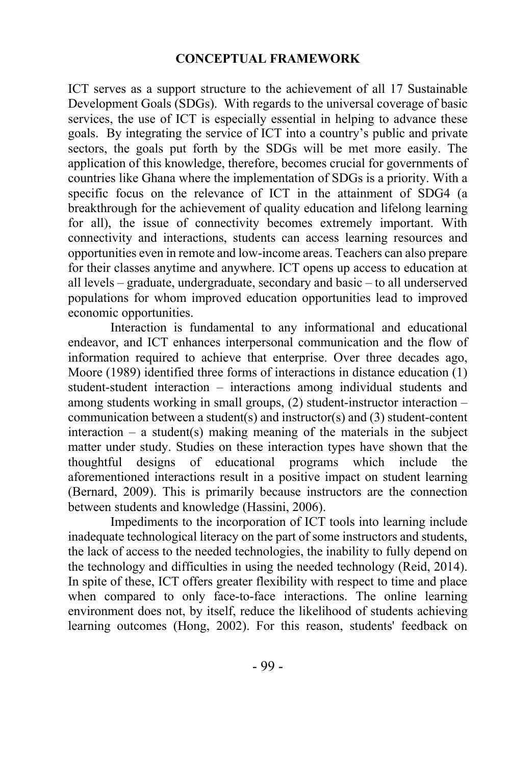## CONCEPTUAL FRAMEWORK

ICT serves as a support structure to the achievement of all 17 Sustainable Development Goals (SDGs). With regards to the universal coverage of basic services, the use of ICT is especially essential in helping to advance these goals. By integrating the service of ICT into a country's public and private sectors, the goals put forth by the SDGs will be met more easily. The application of this knowledge, therefore, becomes crucial for governments of countries like Ghana where the implementation of SDGs is a priority. With a specific focus on the relevance of ICT in the attainment of SDG4 (a breakthrough for the achievement of quality education and lifelong learning for all), the issue of connectivity becomes extremely important. With connectivity and interactions, students can access learning resources and opportunities even in remote and low-income areas. Teachers can also prepare for their classes anytime and anywhere. ICT opens up access to education at all levels – graduate, undergraduate, secondary and basic – to all underserved populations for whom improved education opportunities lead to improved economic opportunities.

Interaction is fundamental to any informational and educational endeavor, and ICT enhances interpersonal communication and the flow of information required to achieve that enterprise. Over three decades ago, Moore (1989) identified three forms of interactions in distance education (1) student-student interaction – interactions among individual students and among students working in small groups, (2) student-instructor interaction – communication between a student(s) and instructor(s) and (3) student-content interaction – a student(s) making meaning of the materials in the subject matter under study. Studies on these interaction types have shown that the thoughtful designs of educational programs which include the aforementioned interactions result in a positive impact on student learning (Bernard, 2009). This is primarily because instructors are the connection between students and knowledge (Hassini, 2006).

Impediments to the incorporation of ICT tools into learning include inadequate technological literacy on the part of some instructors and students, the lack of access to the needed technologies, the inability to fully depend on the technology and difficulties in using the needed technology (Reid, 2014). In spite of these, ICT offers greater flexibility with respect to time and place when compared to only face-to-face interactions. The online learning environment does not, by itself, reduce the likelihood of students achieving learning outcomes (Hong, 2002). For this reason, students' feedback on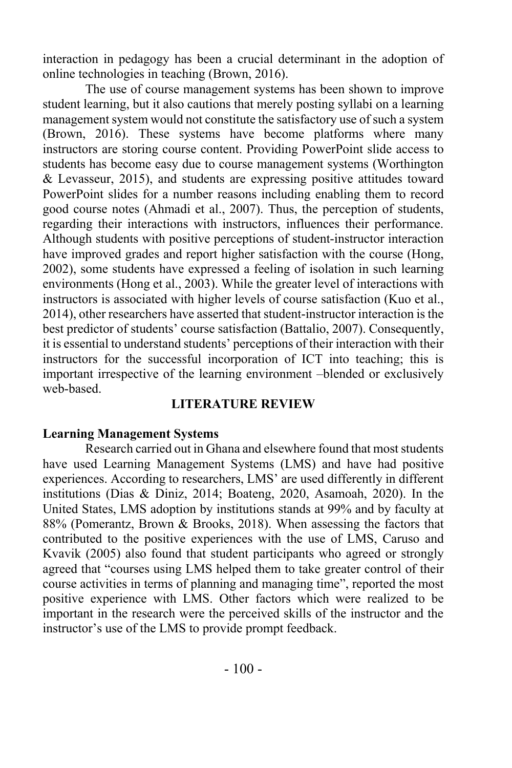interaction in pedagogy has been a crucial determinant in the adoption of online technologies in teaching (Brown, 2016).

The use of course management systems has been shown to improve student learning, but it also cautions that merely posting syllabi on a learning management system would not constitute the satisfactory use of such a system (Brown, 2016). These systems have become platforms where many instructors are storing course content. Providing PowerPoint slide access to students has become easy due to course management systems (Worthington & Levasseur, 2015), and students are expressing positive attitudes toward PowerPoint slides for a number reasons including enabling them to record good course notes (Ahmadi et al., 2007). Thus, the perception of students, regarding their interactions with instructors, influences their performance. Although students with positive perceptions of student-instructor interaction have improved grades and report higher satisfaction with the course (Hong, 2002), some students have expressed a feeling of isolation in such learning environments (Hong et al., 2003). While the greater level of interactions with instructors is associated with higher levels of course satisfaction (Kuo et al., 2014), other researchers have asserted that student-instructor interaction is the best predictor of students' course satisfaction (Battalio, 2007). Consequently, it is essential to understand students' perceptions of their interaction with their instructors for the successful incorporation of ICT into teaching; this is important irrespective of the learning environment –blended or exclusively web-based.

## LITERATURE REVIEW

### Learning Management Systems

Research carried out in Ghana and elsewhere found that most students have used Learning Management Systems (LMS) and have had positive experiences. According to researchers, LMS' are used differently in different institutions (Dias & Diniz, 2014; Boateng, 2020, Asamoah, 2020). In the United States, LMS adoption by institutions stands at 99% and by faculty at 88% (Pomerantz, Brown & Brooks, 2018). When assessing the factors that contributed to the positive experiences with the use of LMS, Caruso and Kvavik (2005) also found that student participants who agreed or strongly agreed that "courses using LMS helped them to take greater control of their course activities in terms of planning and managing time", reported the most positive experience with LMS. Other factors which were realized to be important in the research were the perceived skills of the instructor and the instructor's use of the LMS to provide prompt feedback.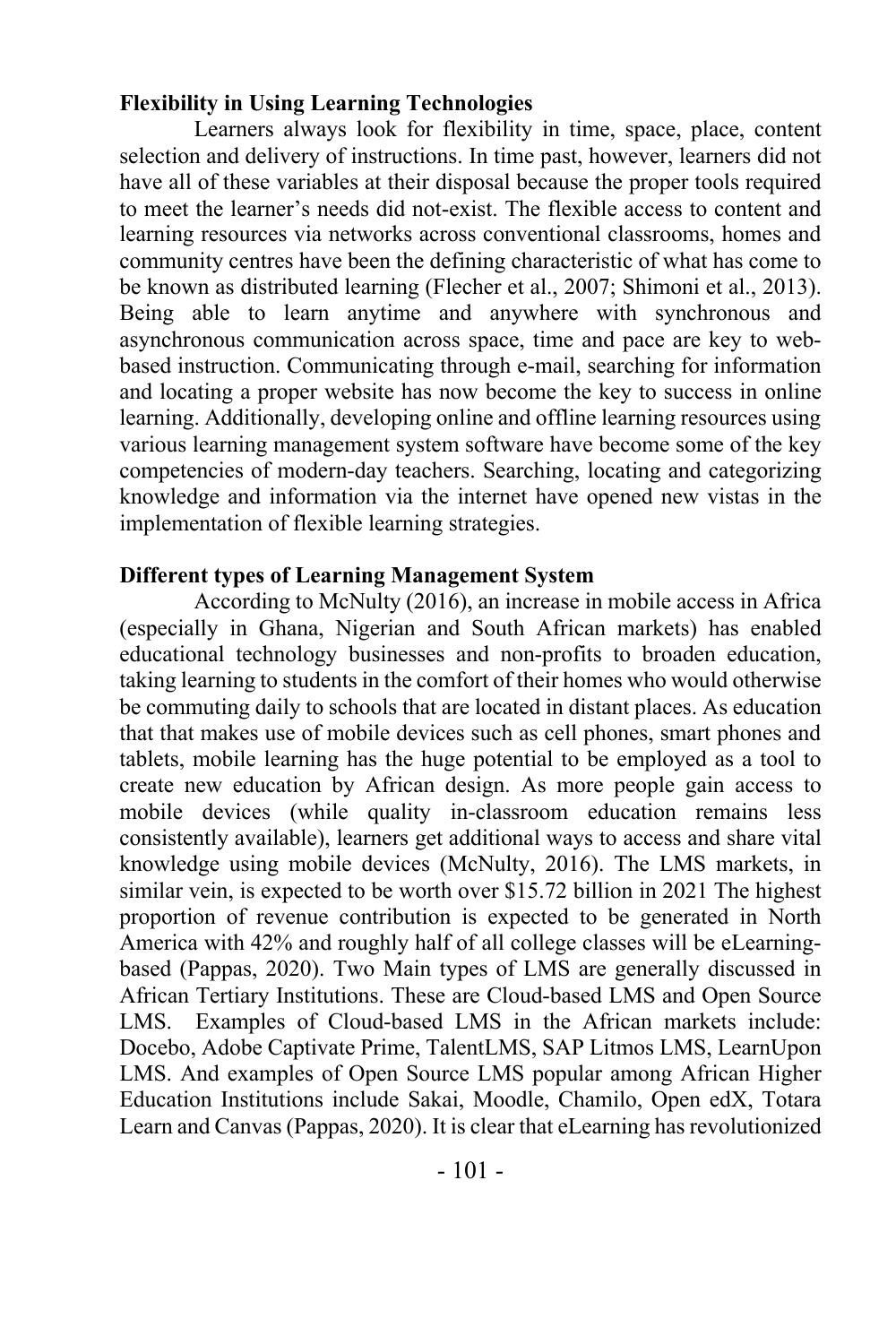**Flexibility in Using Learning Technologies**

Learners always look for flexibility in time, space, place, content selection and delivery of instructions. In time past, however, learners did not have all of these variables at their disposal because the proper tools required to meet the learner's needs did not-exist. The flexible access to content and learning resources via networks across conventional classrooms, homes and community centres have been the defining characteristic of what has come to be known as distributed learning (Flecher et al., 2007; Shimoni et al., 2013). Being able to learn anytime and anywhere with synchronous and asynchronous communication across space, time and pace are key to web-based instruction. Communicating through e-mail, searching for information and locating a proper website has now become the key to success in online learning. Additionally, developing online and offline learning resources using various learning management system software have become some of the key competencies of modern-day teachers. Searching, locating and categorizing knowledge and information via the internet have opened new vistas in the implementation of flexible learning strategies.

**Different types of Learning Management System**

According to McNulty (2016), an increase in mobile access in Africa (especially in Ghana, Nigerian and South African markets) has enabled educational technology businesses and non-profits to broaden education, taking learning to students in the comfort of their homes who would otherwise be commuting daily to schools that are located in distant places. As education that that makes use of mobile devices such as cell phones, smart phones and tablets, mobile learning has the huge potential to be employed as a tool to create new education by African design. As more people gain access to mobile devices (while quality in-classroom education remains less consistently available), learners get additional ways to access and share vital knowledge using mobile devices (McNulty, 2016). The LMS markets, in similar vein, is expected to be worth over $15.72 billion in 2021 The highest proportion of revenue contribution is expected to be generated in North America with 42% and roughly half of all college classes will be eLearning-based (Pappas, 2020). Two Main types of LMS are generally discussed in African Tertiary Institutions. These are Cloud-based LMS and Open Source LMS. Examples of Cloud-based LMS in the African markets include: Docebo, Adobe Captivate Prime, TalentLMS, SAP Litmos LMS, LearnUpon LMS. And examples of Open Source LMS popular among African Higher Education Institutions include Sakai, Moodle, Chamilo, Open edX, Totara Learn and Canvas (Pappas, 2020). It is clear that eLearning has revolutionized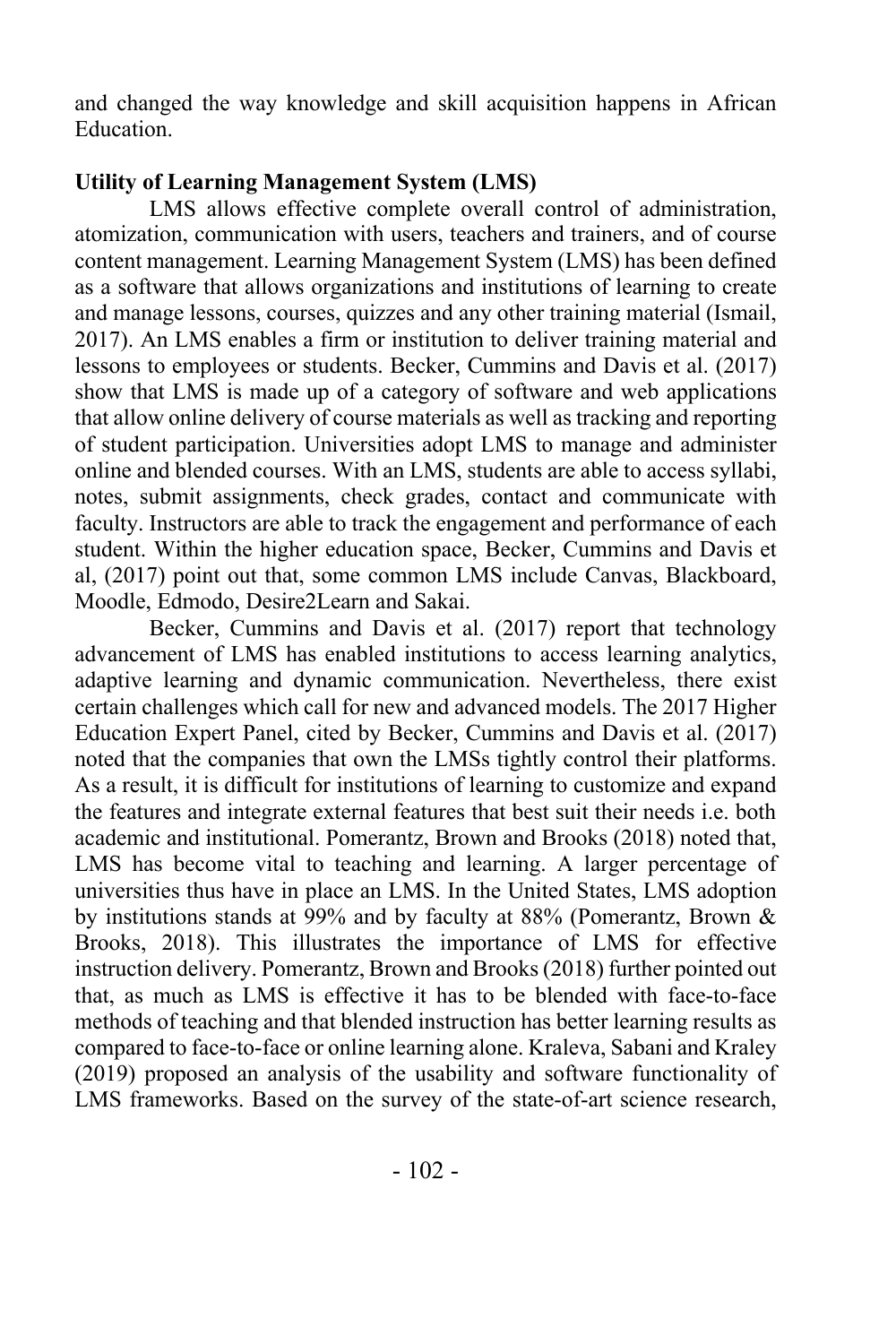and changed the way knowledge and skill acquisition happens in African Education.

**Utility of Learning Management System (LMS)**

LMS allows effective complete overall control of administration, atomization, communication with users, teachers and trainers, and of course content management. Learning Management System (LMS) has been defined as a software that allows organizations and institutions of learning to create and manage lessons, courses, quizzes and any other training material (Ismail, 2017). An LMS enables a firm or institution to deliver training material and lessons to employees or students. Becker, Cummins and Davis et al. (2017) show that LMS is made up of a category of software and web applications that allow online delivery of course materials as well as tracking and reporting of student participation. Universities adopt LMS to manage and administer online and blended courses. With an LMS, students are able to access syllabi, notes, submit assignments, check grades, contact and communicate with faculty. Instructors are able to track the engagement and performance of each student. Within the higher education space, Becker, Cummins and Davis et al, (2017) point out that, some common LMS include Canvas, Blackboard, Moodle, Edmodo, Desire2Learn and Sakai.

Becker, Cummins and Davis et al. (2017) report that technology advancement of LMS has enabled institutions to access learning analytics, adaptive learning and dynamic communication. Nevertheless, there exist certain challenges which call for new and advanced models. The 2017 Higher Education Expert Panel, cited by Becker, Cummins and Davis et al. (2017) noted that the companies that own the LMSs tightly control their platforms. As a result, it is difficult for institutions of learning to customize and expand the features and integrate external features that best suit their needs i.e. both academic and institutional. Pomerantz, Brown and Brooks (2018) noted that, LMS has become vital to teaching and learning. A larger percentage of universities thus have in place an LMS. In the United States, LMS adoption by institutions stands at 99% and by faculty at 88% (Pomerantz, Brown & Brooks, 2018). This illustrates the importance of LMS for effective instruction delivery. Pomerantz, Brown and Brooks (2018) further pointed out that, as much as LMS is effective it has to be blended with face-to-face methods of teaching and that blended instruction has better learning results as compared to face-to-face or online learning alone. Kraleva, Sabani and Kraley (2019) proposed an analysis of the usability and software functionality of LMS frameworks. Based on the survey of the state-of-art science research,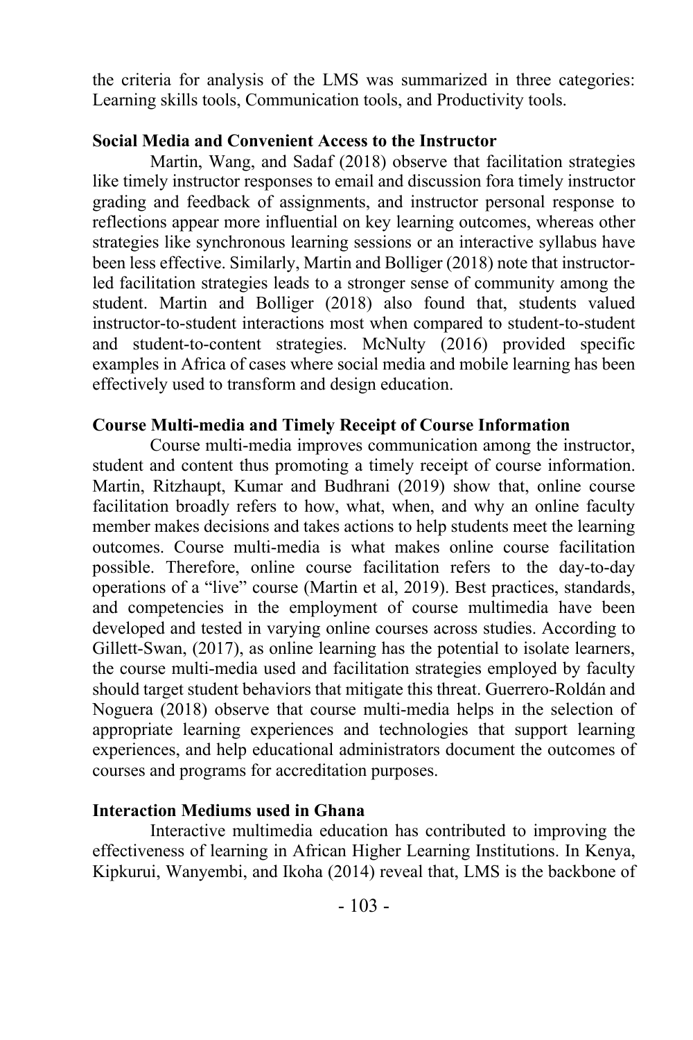the criteria for analysis of the LMS was summarized in three categories: Learning skills tools, Communication tools, and Productivity tools.

**Social Media and Convenient Access to the Instructor**

Martin, Wang, and Sadaf (2018) observe that facilitation strategies like timely instructor responses to email and discussion fora timely instructor grading and feedback of assignments, and instructor personal response to reflections appear more influential on key learning outcomes, whereas other strategies like synchronous learning sessions or an interactive syllabus have been less effective. Similarly, Martin and Bolliger (2018) note that instructor-led facilitation strategies leads to a stronger sense of community among the student. Martin and Bolliger (2018) also found that, students valued instructor-to-student interactions most when compared to student-to-student and student-to-content strategies. McNulty (2016) provided specific examples in Africa of cases where social media and mobile learning has been effectively used to transform and design education.

**Course Multi-media and Timely Receipt of Course Information**

Course multi-media improves communication among the instructor, student and content thus promoting a timely receipt of course information. Martin, Ritzhaupt, Kumar and Budhrani (2019) show that, online course facilitation broadly refers to how, what, when, and why an online faculty member makes decisions and takes actions to help students meet the learning outcomes. Course multi-media is what makes online course facilitation possible. Therefore, online course facilitation refers to the day-to-day operations of a "live" course (Martin et al, 2019). Best practices, standards, and competencies in the employment of course multimedia have been developed and tested in varying online courses across studies. According to Gillett-Swan, (2017), as online learning has the potential to isolate learners, the course multi-media used and facilitation strategies employed by faculty should target student behaviors that mitigate this threat. Guerrero-Roldán and Noguera (2018) observe that course multi-media helps in the selection of appropriate learning experiences and technologies that support learning experiences, and help educational administrators document the outcomes of courses and programs for accreditation purposes.

**Interaction Mediums used in Ghana**

Interactive multimedia education has contributed to improving the effectiveness of learning in African Higher Learning Institutions. In Kenya, Kipkurui, Wanyembi, and Ikoha (2014) reveal that, LMS is the backbone of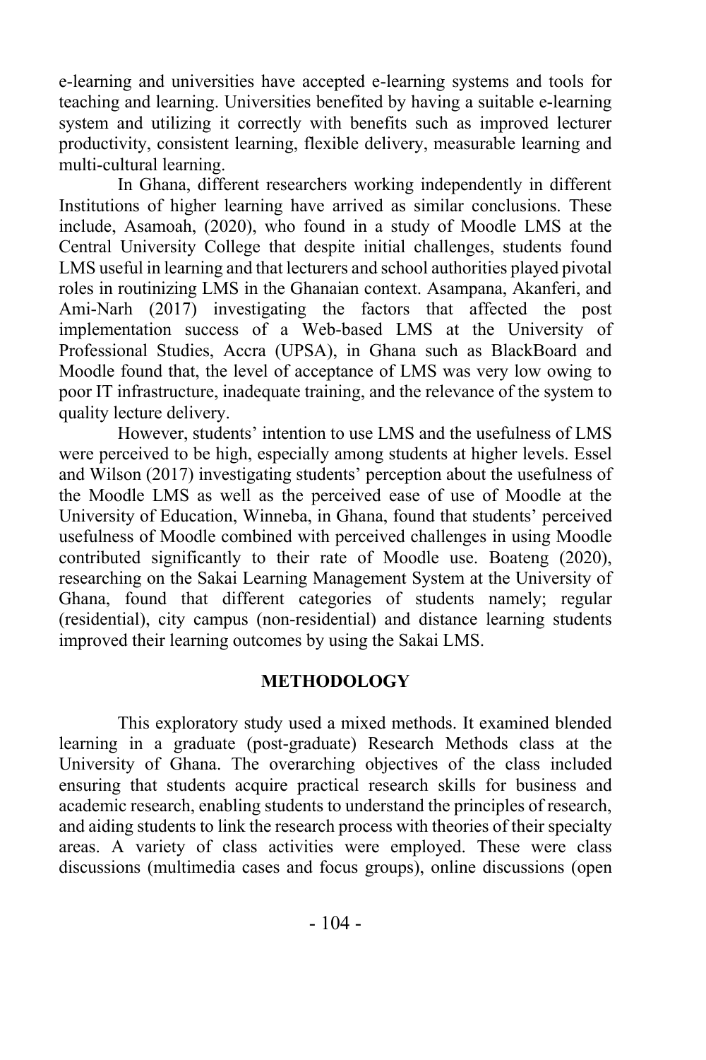e-learning and universities have accepted e-learning systems and tools for teaching and learning. Universities benefited by having a suitable e-learning system and utilizing it correctly with benefits such as improved lecturer productivity, consistent learning, flexible delivery, measurable learning and multi-cultural learning.

In Ghana, different researchers working independently in different Institutions of higher learning have arrived as similar conclusions. These include, Asamoah, (2020), who found in a study of Moodle LMS at the Central University College that despite initial challenges, students found LMS useful in learning and that lecturers and school authorities played pivotal roles in routinizing LMS in the Ghanaian context. Asampana, Akanferi, and Ami-Narh (2017) investigating the factors that affected the post implementation success of a Web-based LMS at the University of Professional Studies, Accra (UPSA), in Ghana such as BlackBoard and Moodle found that, the level of acceptance of LMS was very low owing to poor IT infrastructure, inadequate training, and the relevance of the system to quality lecture delivery.

However, students' intention to use LMS and the usefulness of LMS were perceived to be high, especially among students at higher levels. Essel and Wilson (2017) investigating students' perception about the usefulness of the Moodle LMS as well as the perceived ease of use of Moodle at the University of Education, Winneba, in Ghana, found that students' perceived usefulness of Moodle combined with perceived challenges in using Moodle contributed significantly to their rate of Moodle use. Boateng (2020), researching on the Sakai Learning Management System at the University of Ghana, found that different categories of students namely; regular (residential), city campus (non-residential) and distance learning students improved their learning outcomes by using the Sakai LMS.

## METHODOLOGY

This exploratory study used a mixed methods. It examined blended learning in a graduate (post-graduate) Research Methods class at the University of Ghana. The overarching objectives of the class included ensuring that students acquire practical research skills for business and academic research, enabling students to understand the principles of research, and aiding students to link the research process with theories of their specialty areas. A variety of class activities were employed. These were class discussions (multimedia cases and focus groups), online discussions (open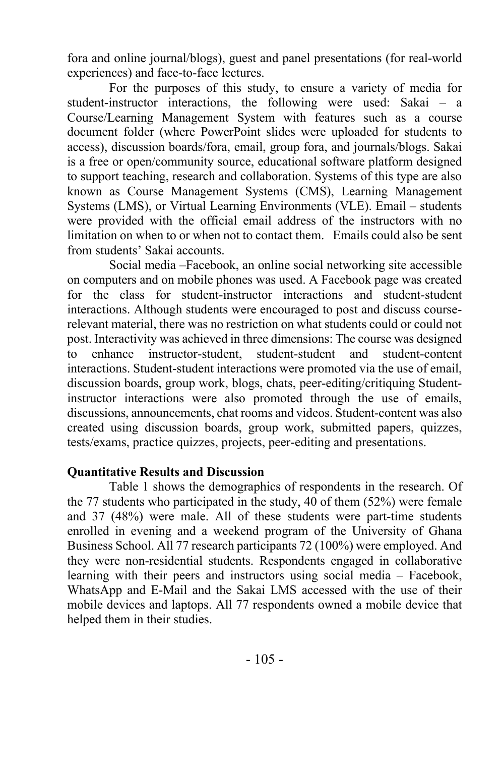fora and online journal/blogs), guest and panel presentations (for real-world experiences) and face-to-face lectures.

For the purposes of this study, to ensure a variety of media for student-instructor interactions, the following were used: Sakai – a Course/Learning Management System with features such as a course document folder (where PowerPoint slides were uploaded for students to access), discussion boards/fora, email, group fora, and journals/blogs. Sakai is a free or open/community source, educational software platform designed to support teaching, research and collaboration. Systems of this type are also known as Course Management Systems (CMS), Learning Management Systems (LMS), or Virtual Learning Environments (VLE). Email – students were provided with the official email address of the instructors with no limitation on when to or when not to contact them. Emails could also be sent from students' Sakai accounts.

Social media –Facebook, an online social networking site accessible on computers and on mobile phones was used. A Facebook page was created for the class for student-instructor interactions and student-student interactions. Although students were encouraged to post and discuss course-relevant material, there was no restriction on what students could or could not post. Interactivity was achieved in three dimensions: The course was designed to enhance instructor-student, student-student and student-content interactions. Student-student interactions were promoted via the use of email, discussion boards, group work, blogs, chats, peer-editing/critiquing Student-instructor interactions were also promoted through the use of emails, discussions, announcements, chat rooms and videos. Student-content was also created using discussion boards, group work, submitted papers, quizzes, tests/exams, practice quizzes, projects, peer-editing and presentations.

**Quantitative Results and Discussion**

Table 1 shows the demographics of respondents in the research. Of the 77 students who participated in the study, 40 of them (52%) were female and 37 (48%) were male. All of these students were part-time students enrolled in evening and a weekend program of the University of Ghana Business School. All 77 research participants 72 (100%) were employed. And they were non-residential students. Respondents engaged in collaborative learning with their peers and instructors using social media – Facebook, WhatsApp and E-Mail and the Sakai LMS accessed with the use of their mobile devices and laptops. All 77 respondents owned a mobile device that helped them in their studies.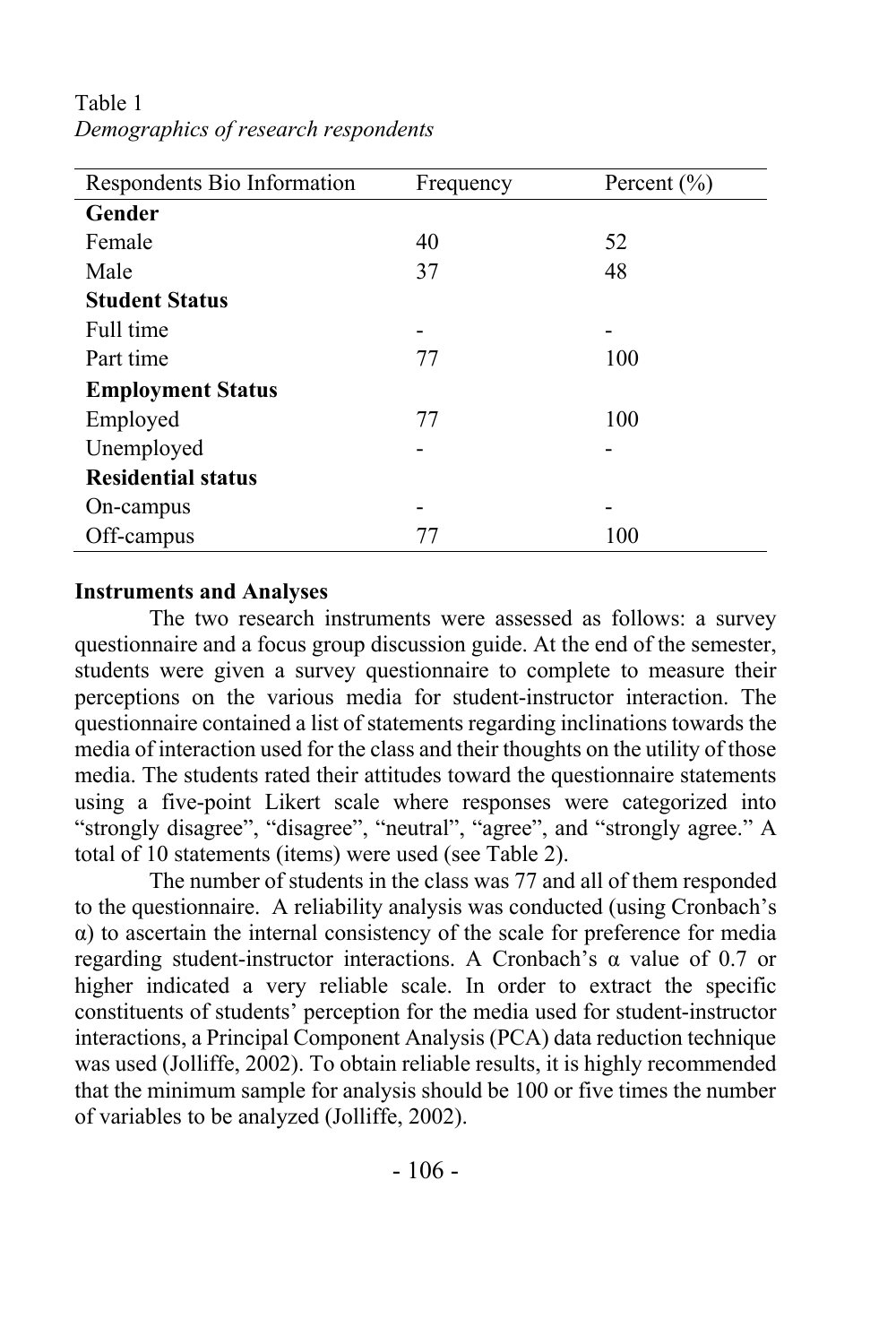Table 1
*Demographics of research respondents*

| Respondents Bio Information | Frequency | Percent (%) |
|---|---|---|
| **Gender** | | |
| Female | 40 | 52 |
| Male | 37 | 48 |
| **Student Status** | | |
| Full time | - | - |
| Part time | 77 | 100 |
| **Employment Status** | | |
| Employed | 77 | 100 |
| Unemployed | - | - |
| **Residential status** | | |
| On-campus | - | - |
| Off-campus | 77 | 100 |

**Instruments and Analyses**

The two research instruments were assessed as follows: a survey questionnaire and a focus group discussion guide. At the end of the semester, students were given a survey questionnaire to complete to measure their perceptions on the various media for student-instructor interaction. The questionnaire contained a list of statements regarding inclinations towards the media of interaction used for the class and their thoughts on the utility of those media. The students rated their attitudes toward the questionnaire statements using a five-point Likert scale where responses were categorized into "strongly disagree", "disagree", "neutral", "agree", and "strongly agree." A total of 10 statements (items) were used (see Table 2).

The number of students in the class was 77 and all of them responded to the questionnaire. A reliability analysis was conducted (using Cronbach's $\alpha$) to ascertain the internal consistency of the scale for preference for media regarding student-instructor interactions. A Cronbach's $\alpha$ value of 0.7 or higher indicated a very reliable scale. In order to extract the specific constituents of students' perception for the media used for student-instructor interactions, a Principal Component Analysis (PCA) data reduction technique was used (Jolliffe, 2002). To obtain reliable results, it is highly recommended that the minimum sample for analysis should be 100 or five times the number of variables to be analyzed (Jolliffe, 2002).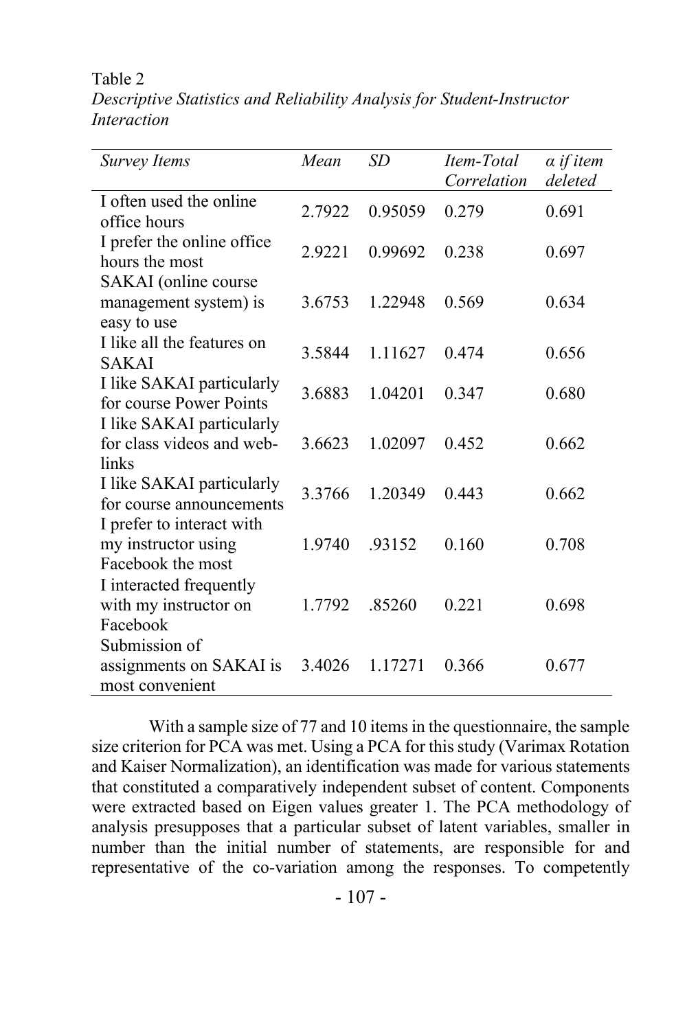Table 2
*Descriptive Statistics and Reliability Analysis for Student-Instructor Interaction*

| *Survey Items* | *Mean* | *SD* | *Item-Total Correlation* | *α if item deleted* |
|---|---|---|---|---|
| I often used the online office hours | 2.7922 | 0.95059 | 0.279 | 0.691 |
| I prefer the online office hours the most | 2.9221 | 0.99692 | 0.238 | 0.697 |
| SAKAI (online course management system) is easy to use | 3.6753 | 1.22948 | 0.569 | 0.634 |
| I like all the features on SAKAI | 3.5844 | 1.11627 | 0.474 | 0.656 |
| I like SAKAI particularly for course Power Points | 3.6883 | 1.04201 | 0.347 | 0.680 |
| I like SAKAI particularly for class videos and web-links | 3.6623 | 1.02097 | 0.452 | 0.662 |
| I like SAKAI particularly for course announcements | 3.3766 | 1.20349 | 0.443 | 0.662 |
| I prefer to interact with my instructor using Facebook the most | 1.9740 | .93152 | 0.160 | 0.708 |
| I interacted frequently with my instructor on Facebook | 1.7792 | .85260 | 0.221 | 0.698 |
| Submission of assignments on SAKAI is most convenient | 3.4026 | 1.17271 | 0.366 | 0.677 |

With a sample size of 77 and 10 items in the questionnaire, the sample size criterion for PCA was met. Using a PCA for this study (Varimax Rotation and Kaiser Normalization), an identification was made for various statements that constituted a comparatively independent subset of content. Components were extracted based on Eigen values greater 1. The PCA methodology of analysis presupposes that a particular subset of latent variables, smaller in number than the initial number of statements, are responsible for and representative of the co-variation among the responses. To competently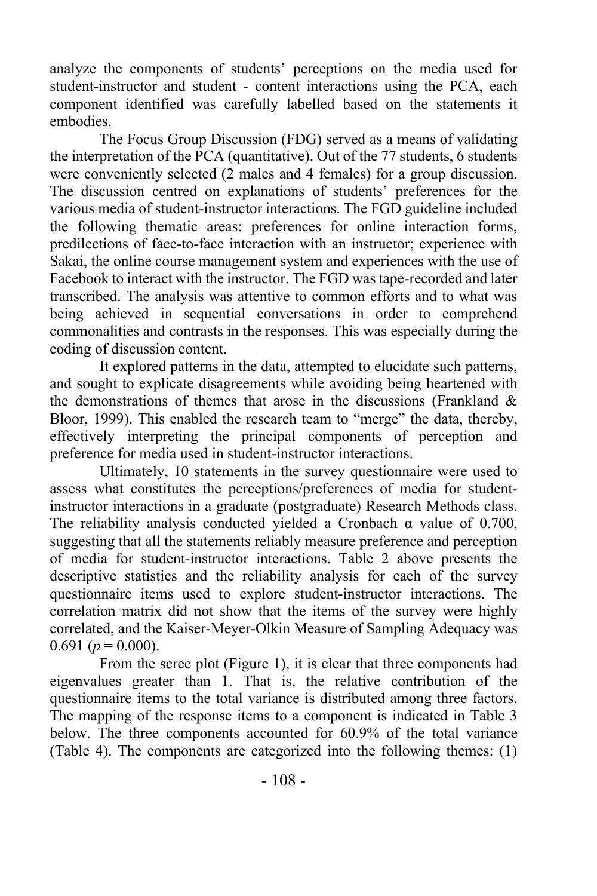analyze the components of students' perceptions on the media used for student-instructor and student - content interactions using the PCA, each component identified was carefully labelled based on the statements it embodies.

The Focus Group Discussion (FDG) served as a means of validating the interpretation of the PCA (quantitative). Out of the 77 students, 6 students were conveniently selected (2 males and 4 females) for a group discussion. The discussion centred on explanations of students' preferences for the various media of student-instructor interactions. The FGD guideline included the following thematic areas: preferences for online interaction forms, predilections of face-to-face interaction with an instructor; experience with Sakai, the online course management system and experiences with the use of Facebook to interact with the instructor. The FGD was tape-recorded and later transcribed. The analysis was attentive to common efforts and to what was being achieved in sequential conversations in order to comprehend commonalities and contrasts in the responses. This was especially during the coding of discussion content.

It explored patterns in the data, attempted to elucidate such patterns, and sought to explicate disagreements while avoiding being heartened with the demonstrations of themes that arose in the discussions (Frankland & Bloor, 1999). This enabled the research team to "merge" the data, thereby, effectively interpreting the principal components of perception and preference for media used in student-instructor interactions.

Ultimately, 10 statements in the survey questionnaire were used to assess what constitutes the perceptions/preferences of media for student-instructor interactions in a graduate (postgraduate) Research Methods class. The reliability analysis conducted yielded a Cronbach α value of 0.700, suggesting that all the statements reliably measure preference and perception of media for student-instructor interactions. Table 2 above presents the descriptive statistics and the reliability analysis for each of the survey questionnaire items used to explore student-instructor interactions. The correlation matrix did not show that the items of the survey were highly correlated, and the Kaiser-Meyer-Olkin Measure of Sampling Adequacy was 0.691 ($p = 0.000$).

From the scree plot (Figure 1), it is clear that three components had eigenvalues greater than 1. That is, the relative contribution of the questionnaire items to the total variance is distributed among three factors. The mapping of the response items to a component is indicated in Table 3 below. The three components accounted for 60.9% of the total variance (Table 4). The components are categorized into the following themes: (1)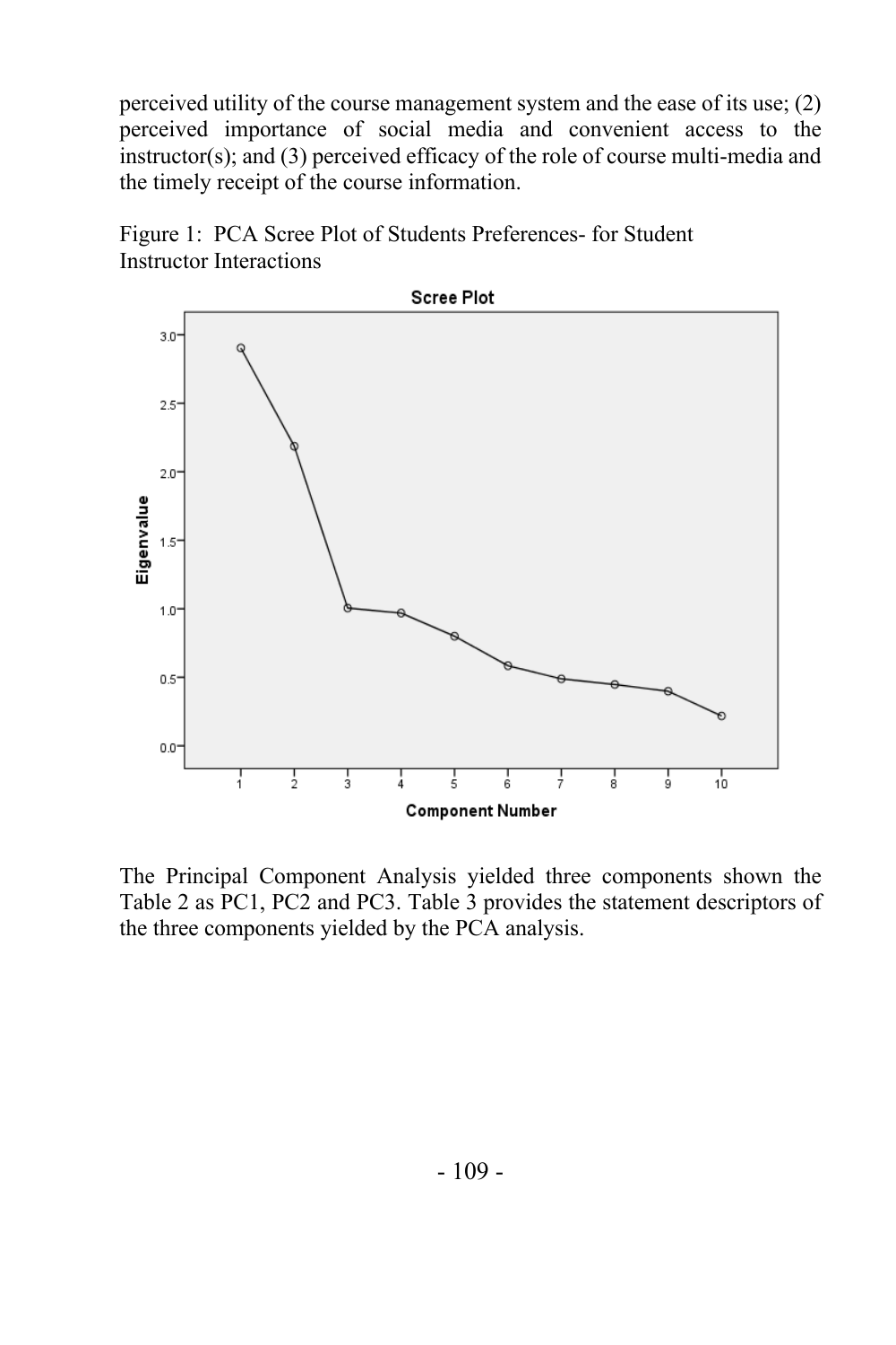perceived utility of the course management system and the ease of its use; (2) perceived importance of social media and convenient access to the instructor(s); and (3) perceived efficacy of the role of course multi-media and the timely receipt of the course information.

Figure 1: PCA Scree Plot of Students Preferences- for Student Instructor Interactions

The Principal Component Analysis yielded three components shown the Table 2 as PC1, PC2 and PC3. Table 3 provides the statement descriptors of the three components yielded by the PCA analysis.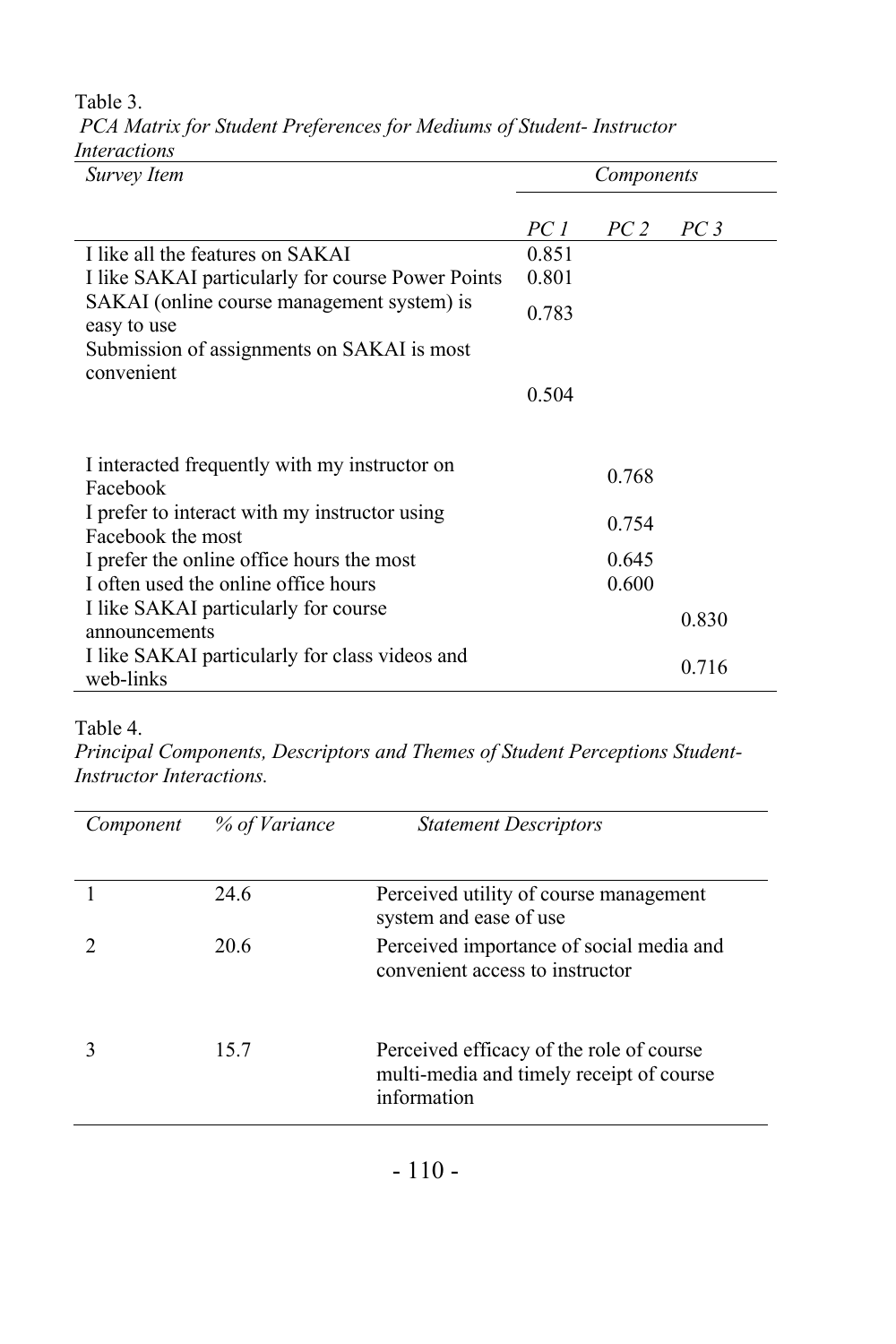Table 3.
*PCA Matrix for Student Preferences for Mediums of Student- Instructor Interactions*

| *Survey Item* | *Components* | | |
|---|---|---|---|
| | *PC 1* | *PC 2* | *PC 3* |
| I like all the features on SAKAI | 0.851 | | |
| I like SAKAI particularly for course Power Points | 0.801 | | |
| SAKAI (online course management system) is easy to use | 0.783 | | |
| Submission of assignments on SAKAI is most convenient | 0.504 | | |
| I interacted frequently with my instructor on Facebook | | 0.768 | |
| I prefer to interact with my instructor using Facebook the most | | 0.754 | |
| I prefer the online office hours the most | | 0.645 | |
| I often used the online office hours | | 0.600 | |
| I like SAKAI particularly for course announcements | | | 0.830 |
| I like SAKAI particularly for class videos and web-links | | | 0.716 |

Table 4.
*Principal Components, Descriptors and Themes of Student Perceptions Student-Instructor Interactions.*

| *Component* | *% of Variance* | *Statement Descriptors* |
|---|---|---|
| 1 | 24.6 | Perceived utility of course management system and ease of use |
| 2 | 20.6 | Perceived importance of social media and convenient access to instructor |
| 3 | 15.7 | Perceived efficacy of the role of course multi-media and timely receipt of course information |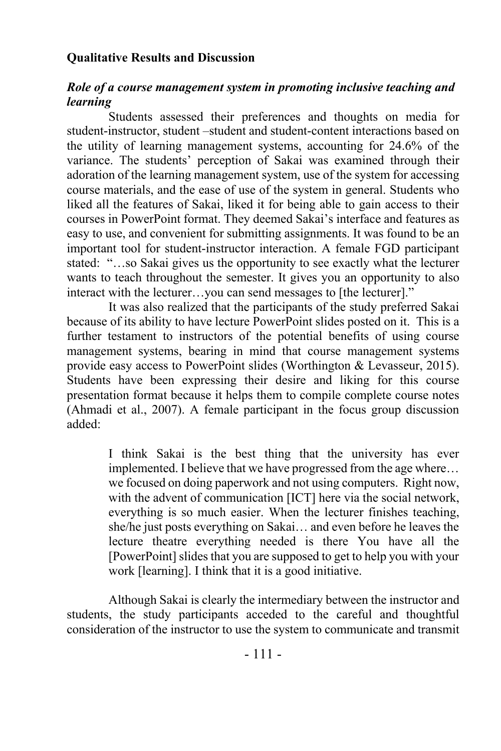**Qualitative Results and Discussion**

***Role of a course management system in promoting inclusive teaching and learning***

Students assessed their preferences and thoughts on media for student-instructor, student –student and student-content interactions based on the utility of learning management systems, accounting for 24.6% of the variance. The students' perception of Sakai was examined through their adoration of the learning management system, use of the system for accessing course materials, and the ease of use of the system in general. Students who liked all the features of Sakai, liked it for being able to gain access to their courses in PowerPoint format. They deemed Sakai's interface and features as easy to use, and convenient for submitting assignments. It was found to be an important tool for student-instructor interaction. A female FGD participant stated: "…so Sakai gives us the opportunity to see exactly what the lecturer wants to teach throughout the semester. It gives you an opportunity to also interact with the lecturer…you can send messages to [the lecturer]."

It was also realized that the participants of the study preferred Sakai because of its ability to have lecture PowerPoint slides posted on it. This is a further testament to instructors of the potential benefits of using course management systems, bearing in mind that course management systems provide easy access to PowerPoint slides (Worthington & Levasseur, 2015). Students have been expressing their desire and liking for this course presentation format because it helps them to compile complete course notes (Ahmadi et al., 2007). A female participant in the focus group discussion added:

> I think Sakai is the best thing that the university has ever implemented. I believe that we have progressed from the age where… we focused on doing paperwork and not using computers. Right now, with the advent of communication [ICT] here via the social network, everything is so much easier. When the lecturer finishes teaching, she/he just posts everything on Sakai… and even before he leaves the lecture theatre everything needed is there You have all the [PowerPoint] slides that you are supposed to get to help you with your work [learning]. I think that it is a good initiative.

Although Sakai is clearly the intermediary between the instructor and students, the study participants acceded to the careful and thoughtful consideration of the instructor to use the system to communicate and transmit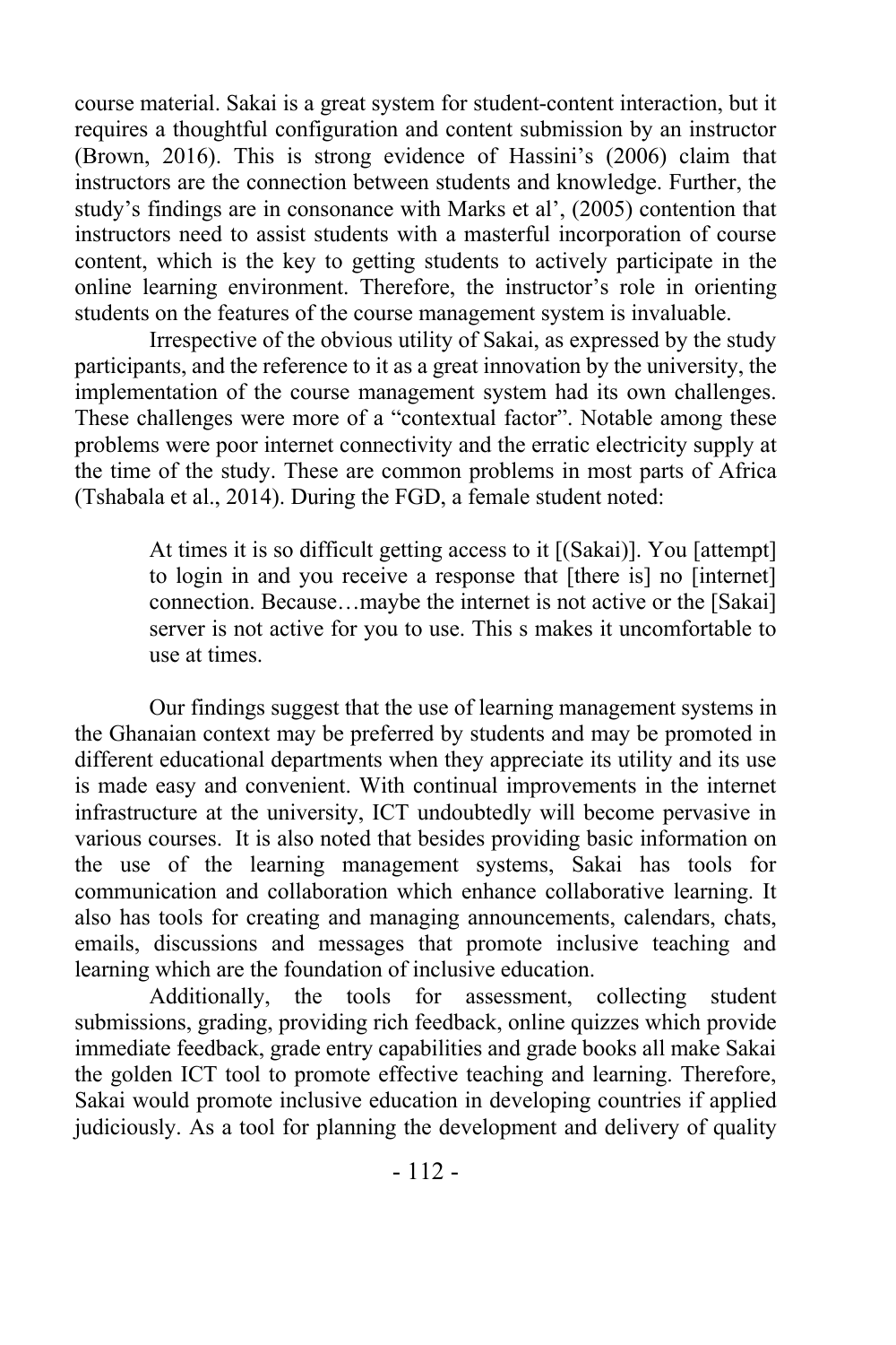course material. Sakai is a great system for student-content interaction, but it requires a thoughtful configuration and content submission by an instructor (Brown, 2016). This is strong evidence of Hassini's (2006) claim that instructors are the connection between students and knowledge. Further, the study's findings are in consonance with Marks et al', (2005) contention that instructors need to assist students with a masterful incorporation of course content, which is the key to getting students to actively participate in the online learning environment. Therefore, the instructor's role in orienting students on the features of the course management system is invaluable.

Irrespective of the obvious utility of Sakai, as expressed by the study participants, and the reference to it as a great innovation by the university, the implementation of the course management system had its own challenges. These challenges were more of a "contextual factor". Notable among these problems were poor internet connectivity and the erratic electricity supply at the time of the study. These are common problems in most parts of Africa (Tshabala et al., 2014). During the FGD, a female student noted:

> At times it is so difficult getting access to it [(Sakai)]. You [attempt] to login in and you receive a response that [there is] no [internet] connection. Because…maybe the internet is not active or the [Sakai] server is not active for you to use. This s makes it uncomfortable to use at times.

Our findings suggest that the use of learning management systems in the Ghanaian context may be preferred by students and may be promoted in different educational departments when they appreciate its utility and its use is made easy and convenient. With continual improvements in the internet infrastructure at the university, ICT undoubtedly will become pervasive in various courses. It is also noted that besides providing basic information on the use of the learning management systems, Sakai has tools for communication and collaboration which enhance collaborative learning. It also has tools for creating and managing announcements, calendars, chats, emails, discussions and messages that promote inclusive teaching and learning which are the foundation of inclusive education.

Additionally, the tools for assessment, collecting student submissions, grading, providing rich feedback, online quizzes which provide immediate feedback, grade entry capabilities and grade books all make Sakai the golden ICT tool to promote effective teaching and learning. Therefore, Sakai would promote inclusive education in developing countries if applied judiciously. As a tool for planning the development and delivery of quality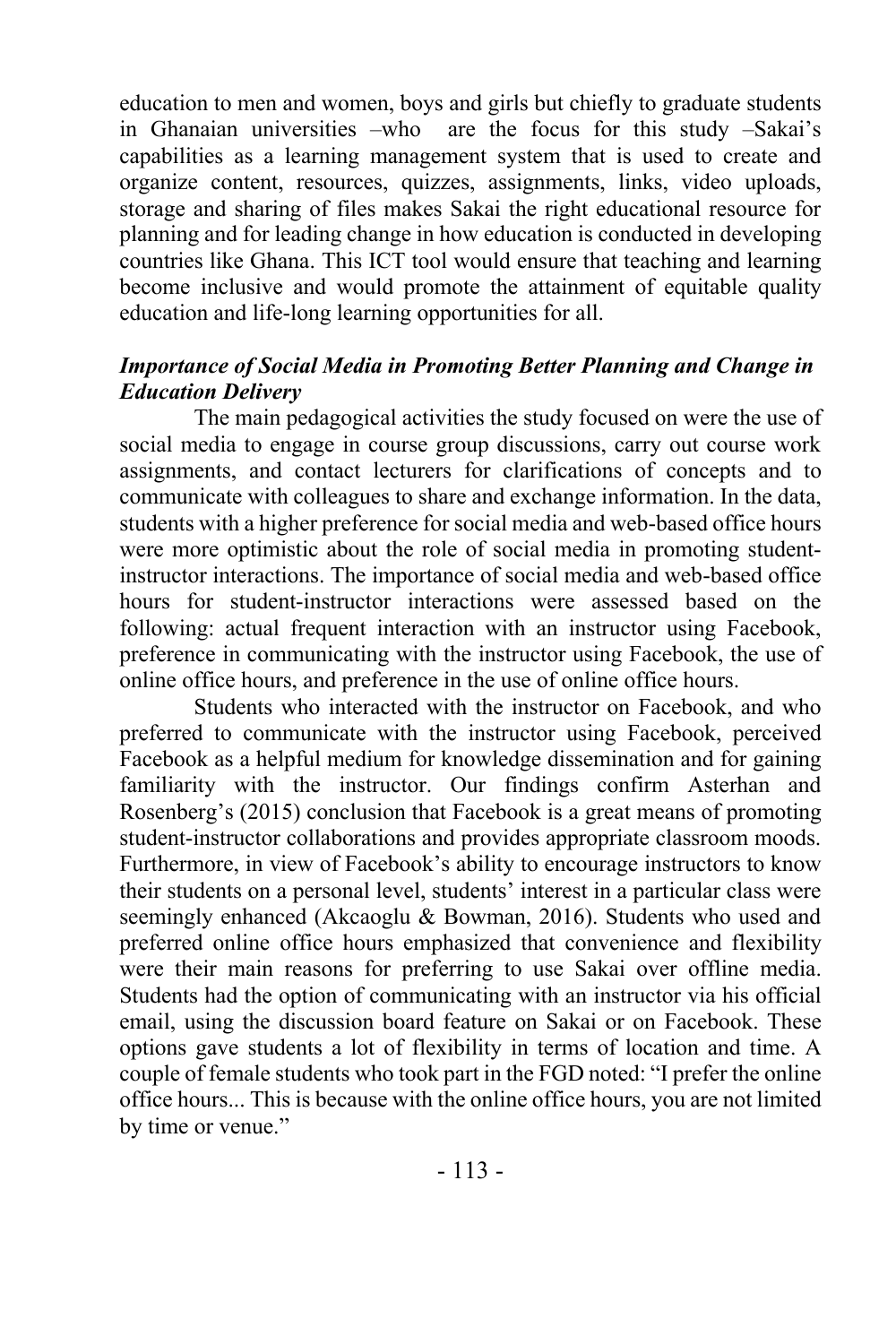education to men and women, boys and girls but chiefly to graduate students in Ghanaian universities –who are the focus for this study –Sakai's capabilities as a learning management system that is used to create and organize content, resources, quizzes, assignments, links, video uploads, storage and sharing of files makes Sakai the right educational resource for planning and for leading change in how education is conducted in developing countries like Ghana. This ICT tool would ensure that teaching and learning become inclusive and would promote the attainment of equitable quality education and life-long learning opportunities for all.

### *Importance of Social Media in Promoting Better Planning and Change in Education Delivery*

The main pedagogical activities the study focused on were the use of social media to engage in course group discussions, carry out course work assignments, and contact lecturers for clarifications of concepts and to communicate with colleagues to share and exchange information. In the data, students with a higher preference for social media and web-based office hours were more optimistic about the role of social media in promoting student-instructor interactions. The importance of social media and web-based office hours for student-instructor interactions were assessed based on the following: actual frequent interaction with an instructor using Facebook, preference in communicating with the instructor using Facebook, the use of online office hours, and preference in the use of online office hours.

Students who interacted with the instructor on Facebook, and who preferred to communicate with the instructor using Facebook, perceived Facebook as a helpful medium for knowledge dissemination and for gaining familiarity with the instructor. Our findings confirm Asterhan and Rosenberg's (2015) conclusion that Facebook is a great means of promoting student-instructor collaborations and provides appropriate classroom moods. Furthermore, in view of Facebook's ability to encourage instructors to know their students on a personal level, students' interest in a particular class were seemingly enhanced (Akcaoglu & Bowman, 2016). Students who used and preferred online office hours emphasized that convenience and flexibility were their main reasons for preferring to use Sakai over offline media. Students had the option of communicating with an instructor via his official email, using the discussion board feature on Sakai or on Facebook. These options gave students a lot of flexibility in terms of location and time. A couple of female students who took part in the FGD noted: "I prefer the online office hours... This is because with the online office hours, you are not limited by time or venue."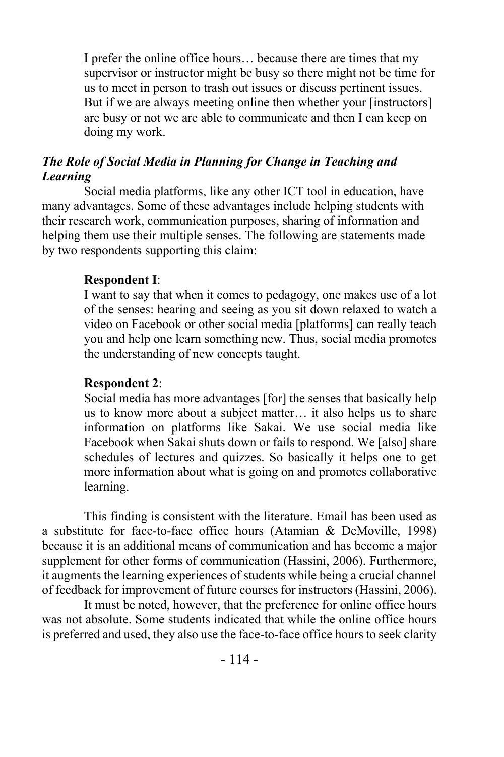> I prefer the online office hours… because there are times that my supervisor or instructor might be busy so there might not be time for us to meet in person to trash out issues or discuss pertinent issues. But if we are always meeting online then whether your [instructors] are busy or not we are able to communicate and then I can keep on doing my work.

### *The Role of Social Media in Planning for Change in Teaching and Learning*

Social media platforms, like any other ICT tool in education, have many advantages. Some of these advantages include helping students with their research work, communication purposes, sharing of information and helping them use their multiple senses. The following are statements made by two respondents supporting this claim:

> **Respondent I**:
> I want to say that when it comes to pedagogy, one makes use of a lot of the senses: hearing and seeing as you sit down relaxed to watch a video on Facebook or other social media [platforms] can really teach you and help one learn something new. Thus, social media promotes the understanding of new concepts taught.

> **Respondent 2**:
> Social media has more advantages [for] the senses that basically help us to know more about a subject matter… it also helps us to share information on platforms like Sakai. We use social media like Facebook when Sakai shuts down or fails to respond. We [also] share schedules of lectures and quizzes. So basically it helps one to get more information about what is going on and promotes collaborative learning.

This finding is consistent with the literature. Email has been used as a substitute for face-to-face office hours (Atamian & DeMoville, 1998) because it is an additional means of communication and has become a major supplement for other forms of communication (Hassini, 2006). Furthermore, it augments the learning experiences of students while being a crucial channel of feedback for improvement of future courses for instructors (Hassini, 2006).

It must be noted, however, that the preference for online office hours was not absolute. Some students indicated that while the online office hours is preferred and used, they also use the face-to-face office hours to seek clarity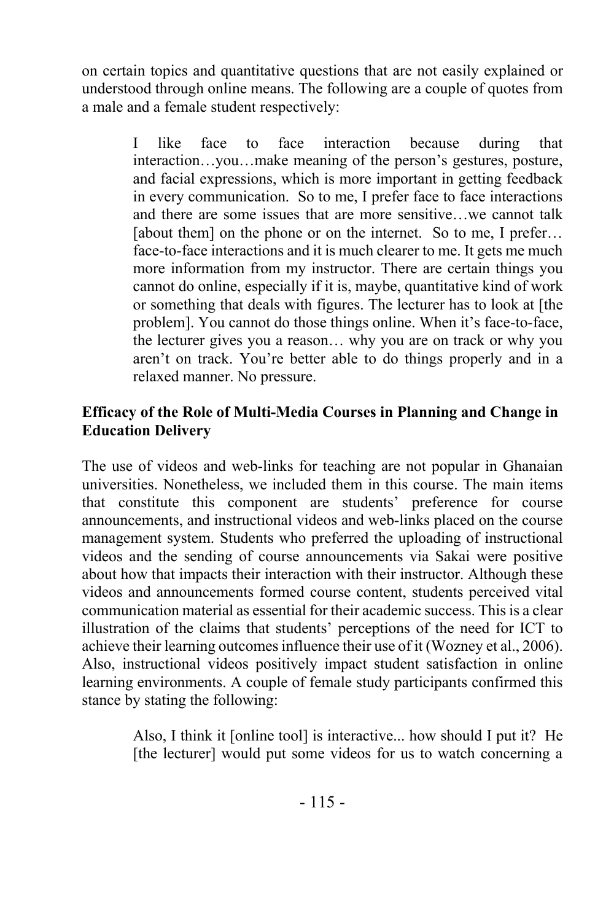on certain topics and quantitative questions that are not easily explained or understood through online means. The following are a couple of quotes from a male and a female student respectively:

> I like face to face interaction because during that interaction…you…make meaning of the person's gestures, posture, and facial expressions, which is more important in getting feedback in every communication. So to me, I prefer face to face interactions and there are some issues that are more sensitive…we cannot talk [about them] on the phone or on the internet. So to me, I prefer… face-to-face interactions and it is much clearer to me. It gets me much more information from my instructor. There are certain things you cannot do online, especially if it is, maybe, quantitative kind of work or something that deals with figures. The lecturer has to look at [the problem]. You cannot do those things online. When it's face-to-face, the lecturer gives you a reason… why you are on track or why you aren't on track. You're better able to do things properly and in a relaxed manner. No pressure.

**Efficacy of the Role of Multi-Media Courses in Planning and Change in Education Delivery**

The use of videos and web-links for teaching are not popular in Ghanaian universities. Nonetheless, we included them in this course. The main items that constitute this component are students' preference for course announcements, and instructional videos and web-links placed on the course management system. Students who preferred the uploading of instructional videos and the sending of course announcements via Sakai were positive about how that impacts their interaction with their instructor. Although these videos and announcements formed course content, students perceived vital communication material as essential for their academic success. This is a clear illustration of the claims that students' perceptions of the need for ICT to achieve their learning outcomes influence their use of it (Wozney et al., 2006). Also, instructional videos positively impact student satisfaction in online learning environments. A couple of female study participants confirmed this stance by stating the following:

> Also, I think it [online tool] is interactive... how should I put it? He [the lecturer] would put some videos for us to watch concerning a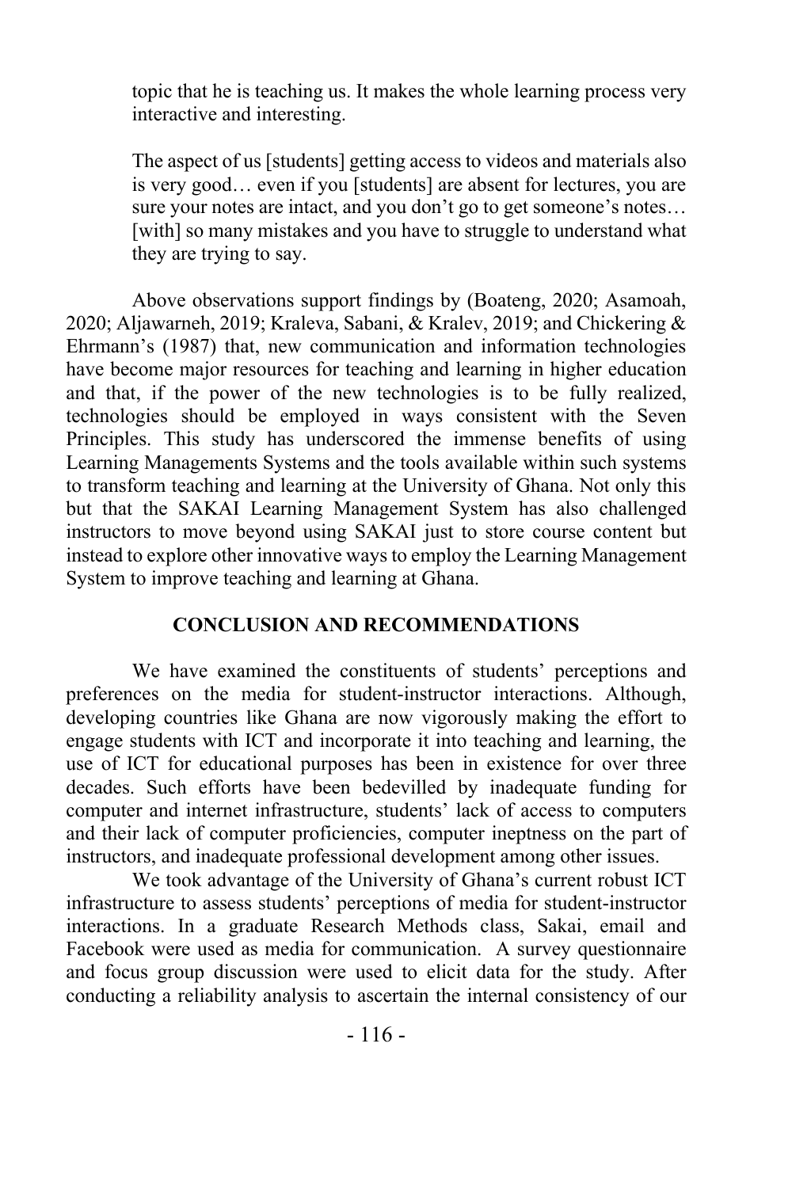> topic that he is teaching us. It makes the whole learning process very interactive and interesting.
>
> The aspect of us [students] getting access to videos and materials also is very good… even if you [students] are absent for lectures, you are sure your notes are intact, and you don't go to get someone's notes… [with] so many mistakes and you have to struggle to understand what they are trying to say.

Above observations support findings by (Boateng, 2020; Asamoah, 2020; Aljawarneh, 2019; Kraleva, Sabani, & Kralev, 2019; and Chickering & Ehrmann's (1987) that, new communication and information technologies have become major resources for teaching and learning in higher education and that, if the power of the new technologies is to be fully realized, technologies should be employed in ways consistent with the Seven Principles. This study has underscored the immense benefits of using Learning Managements Systems and the tools available within such systems to transform teaching and learning at the University of Ghana. Not only this but that the SAKAI Learning Management System has also challenged instructors to move beyond using SAKAI just to store course content but instead to explore other innovative ways to employ the Learning Management System to improve teaching and learning at Ghana.

## CONCLUSION AND RECOMMENDATIONS

We have examined the constituents of students' perceptions and preferences on the media for student-instructor interactions. Although, developing countries like Ghana are now vigorously making the effort to engage students with ICT and incorporate it into teaching and learning, the use of ICT for educational purposes has been in existence for over three decades. Such efforts have been bedevilled by inadequate funding for computer and internet infrastructure, students' lack of access to computers and their lack of computer proficiencies, computer ineptness on the part of instructors, and inadequate professional development among other issues.

We took advantage of the University of Ghana's current robust ICT infrastructure to assess students' perceptions of media for student-instructor interactions. In a graduate Research Methods class, Sakai, email and Facebook were used as media for communication. A survey questionnaire and focus group discussion were used to elicit data for the study. After conducting a reliability analysis to ascertain the internal consistency of our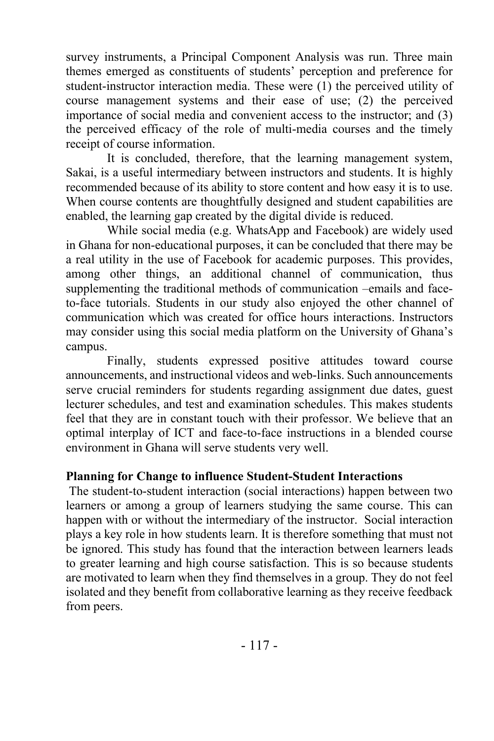survey instruments, a Principal Component Analysis was run. Three main themes emerged as constituents of students' perception and preference for student-instructor interaction media. These were (1) the perceived utility of course management systems and their ease of use; (2) the perceived importance of social media and convenient access to the instructor; and (3) the perceived efficacy of the role of multi-media courses and the timely receipt of course information.

It is concluded, therefore, that the learning management system, Sakai, is a useful intermediary between instructors and students. It is highly recommended because of its ability to store content and how easy it is to use. When course contents are thoughtfully designed and student capabilities are enabled, the learning gap created by the digital divide is reduced.

While social media (e.g. WhatsApp and Facebook) are widely used in Ghana for non-educational purposes, it can be concluded that there may be a real utility in the use of Facebook for academic purposes. This provides, among other things, an additional channel of communication, thus supplementing the traditional methods of communication –emails and face-to-face tutorials. Students in our study also enjoyed the other channel of communication which was created for office hours interactions. Instructors may consider using this social media platform on the University of Ghana's campus.

Finally, students expressed positive attitudes toward course announcements, and instructional videos and web-links. Such announcements serve crucial reminders for students regarding assignment due dates, guest lecturer schedules, and test and examination schedules. This makes students feel that they are in constant touch with their professor. We believe that an optimal interplay of ICT and face-to-face instructions in a blended course environment in Ghana will serve students very well.

**Planning for Change to influence Student-Student Interactions**

The student-to-student interaction (social interactions) happen between two learners or among a group of learners studying the same course. This can happen with or without the intermediary of the instructor. Social interaction plays a key role in how students learn. It is therefore something that must not be ignored. This study has found that the interaction between learners leads to greater learning and high course satisfaction. This is so because students are motivated to learn when they find themselves in a group. They do not feel isolated and they benefit from collaborative learning as they receive feedback from peers.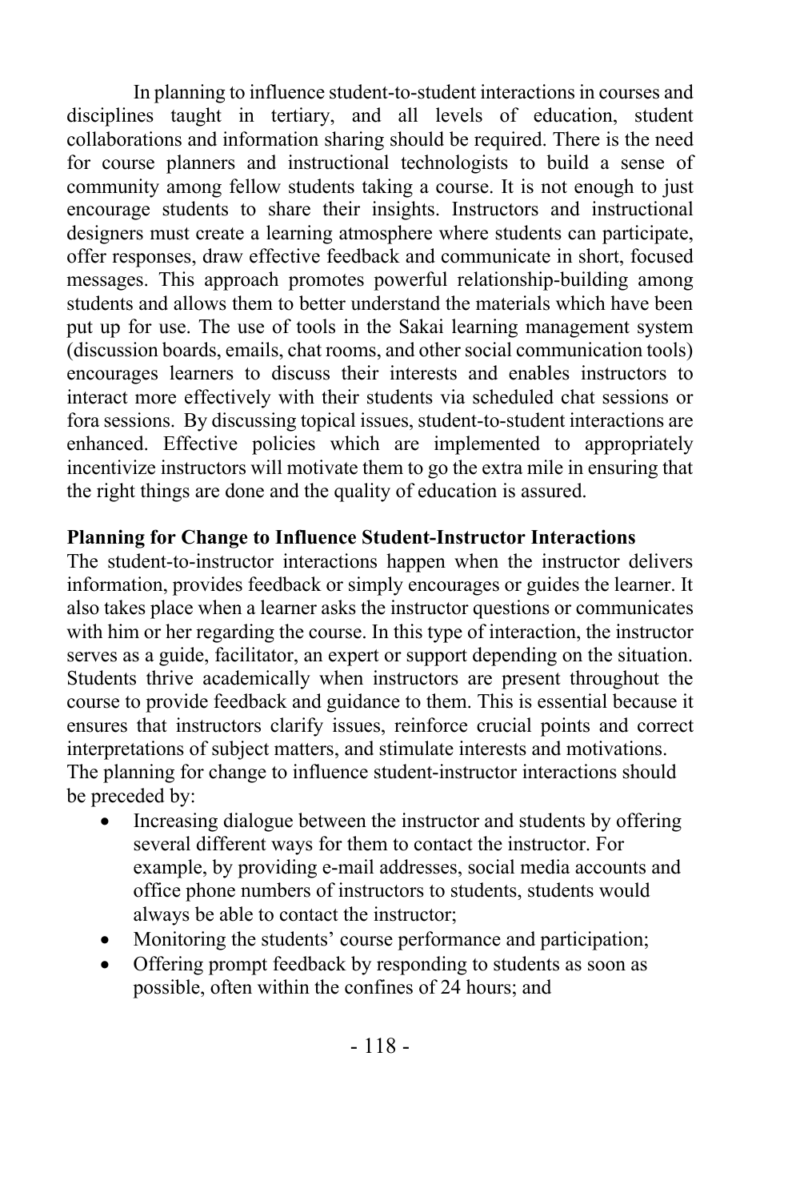In planning to influence student-to-student interactions in courses and disciplines taught in tertiary, and all levels of education, student collaborations and information sharing should be required. There is the need for course planners and instructional technologists to build a sense of community among fellow students taking a course. It is not enough to just encourage students to share their insights. Instructors and instructional designers must create a learning atmosphere where students can participate, offer responses, draw effective feedback and communicate in short, focused messages. This approach promotes powerful relationship-building among students and allows them to better understand the materials which have been put up for use. The use of tools in the Sakai learning management system (discussion boards, emails, chat rooms, and other social communication tools) encourages learners to discuss their interests and enables instructors to interact more effectively with their students via scheduled chat sessions or fora sessions. By discussing topical issues, student-to-student interactions are enhanced. Effective policies which are implemented to appropriately incentivize instructors will motivate them to go the extra mile in ensuring that the right things are done and the quality of education is assured.

**Planning for Change to Influence Student-Instructor Interactions**

The student-to-instructor interactions happen when the instructor delivers information, provides feedback or simply encourages or guides the learner. It also takes place when a learner asks the instructor questions or communicates with him or her regarding the course. In this type of interaction, the instructor serves as a guide, facilitator, an expert or support depending on the situation. Students thrive academically when instructors are present throughout the course to provide feedback and guidance to them. This is essential because it ensures that instructors clarify issues, reinforce crucial points and correct interpretations of subject matters, and stimulate interests and motivations. The planning for change to influence student-instructor interactions should be preceded by:

- Increasing dialogue between the instructor and students by offering several different ways for them to contact the instructor. For example, by providing e-mail addresses, social media accounts and office phone numbers of instructors to students, students would always be able to contact the instructor;
- Monitoring the students' course performance and participation;
- Offering prompt feedback by responding to students as soon as possible, often within the confines of 24 hours; and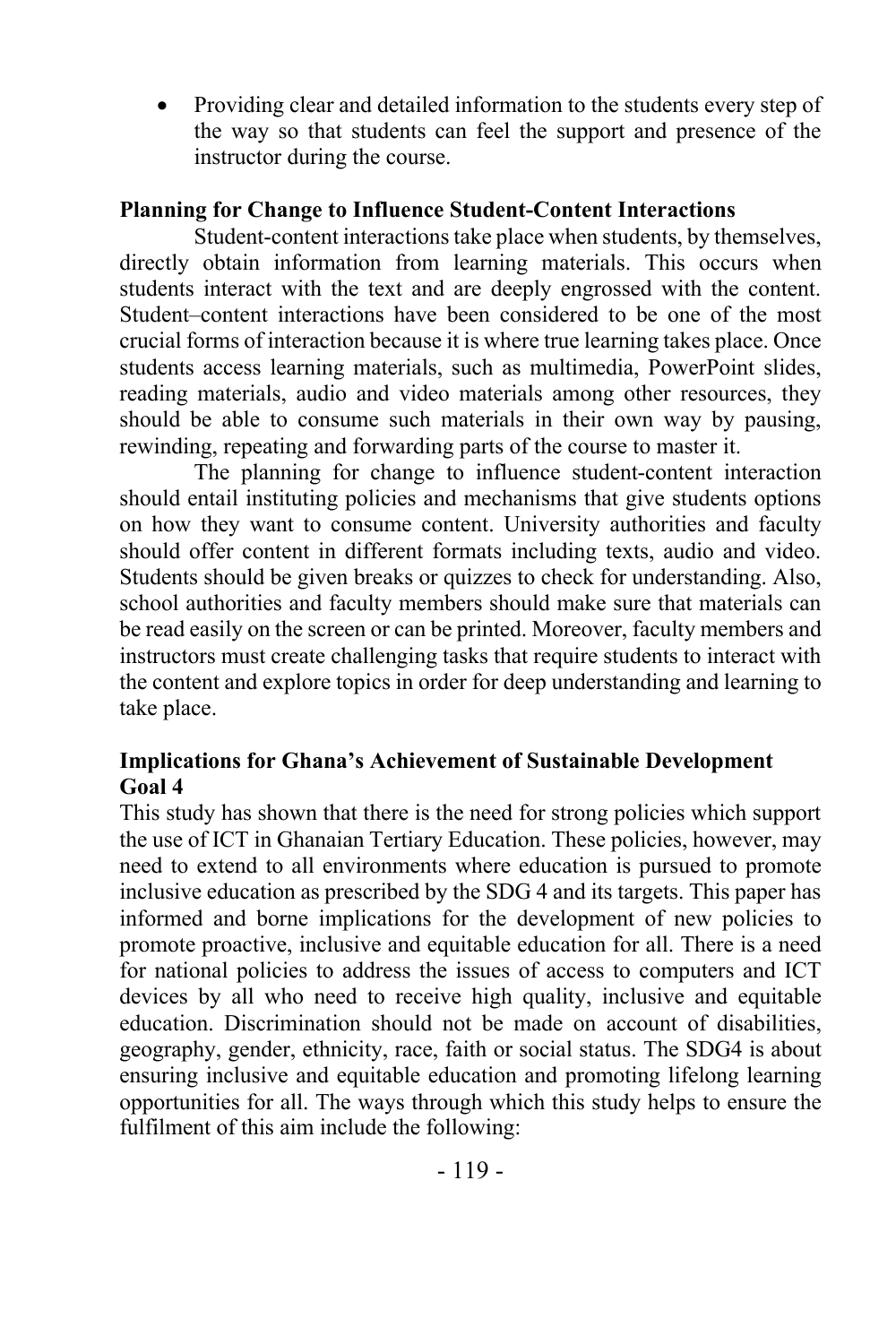- Providing clear and detailed information to the students every step of the way so that students can feel the support and presence of the instructor during the course.

**Planning for Change to Influence Student-Content Interactions**

Student-content interactions take place when students, by themselves, directly obtain information from learning materials. This occurs when students interact with the text and are deeply engrossed with the content. Student–content interactions have been considered to be one of the most crucial forms of interaction because it is where true learning takes place. Once students access learning materials, such as multimedia, PowerPoint slides, reading materials, audio and video materials among other resources, they should be able to consume such materials in their own way by pausing, rewinding, repeating and forwarding parts of the course to master it.

The planning for change to influence student-content interaction should entail instituting policies and mechanisms that give students options on how they want to consume content. University authorities and faculty should offer content in different formats including texts, audio and video. Students should be given breaks or quizzes to check for understanding. Also, school authorities and faculty members should make sure that materials can be read easily on the screen or can be printed. Moreover, faculty members and instructors must create challenging tasks that require students to interact with the content and explore topics in order for deep understanding and learning to take place.

**Implications for Ghana's Achievement of Sustainable Development Goal 4**

This study has shown that there is the need for strong policies which support the use of ICT in Ghanaian Tertiary Education. These policies, however, may need to extend to all environments where education is pursued to promote inclusive education as prescribed by the SDG 4 and its targets. This paper has informed and borne implications for the development of new policies to promote proactive, inclusive and equitable education for all. There is a need for national policies to address the issues of access to computers and ICT devices by all who need to receive high quality, inclusive and equitable education. Discrimination should not be made on account of disabilities, geography, gender, ethnicity, race, faith or social status. The SDG4 is about ensuring inclusive and equitable education and promoting lifelong learning opportunities for all. The ways through which this study helps to ensure the fulfilment of this aim include the following: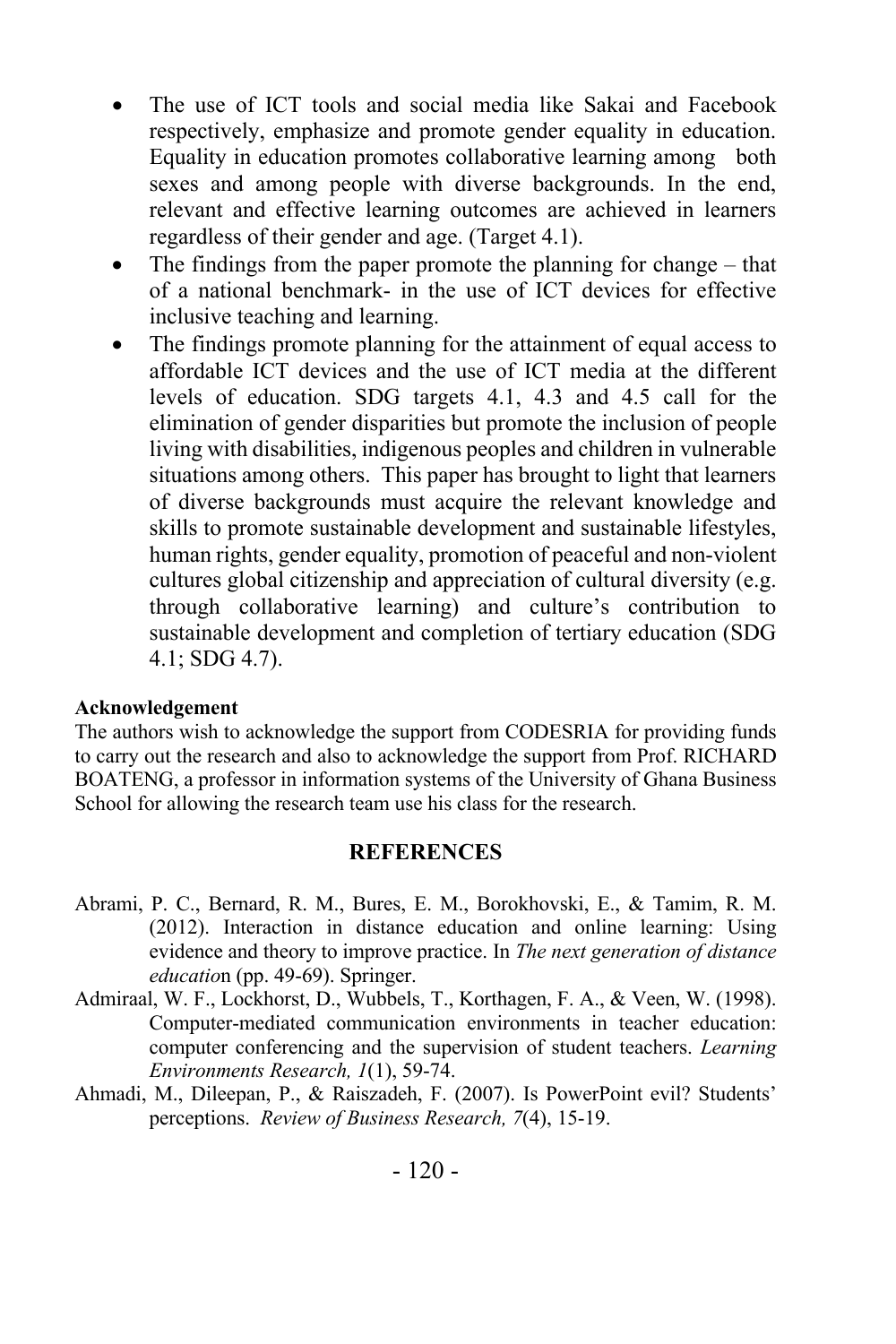- The use of ICT tools and social media like Sakai and Facebook respectively, emphasize and promote gender equality in education. Equality in education promotes collaborative learning among both sexes and among people with diverse backgrounds. In the end, relevant and effective learning outcomes are achieved in learners regardless of their gender and age. (Target 4.1).
- The findings from the paper promote the planning for change – that of a national benchmark- in the use of ICT devices for effective inclusive teaching and learning.
- The findings promote planning for the attainment of equal access to affordable ICT devices and the use of ICT media at the different levels of education. SDG targets 4.1, 4.3 and 4.5 call for the elimination of gender disparities but promote the inclusion of people living with disabilities, indigenous peoples and children in vulnerable situations among others. This paper has brought to light that learners of diverse backgrounds must acquire the relevant knowledge and skills to promote sustainable development and sustainable lifestyles, human rights, gender equality, promotion of peaceful and non-violent cultures global citizenship and appreciation of cultural diversity (e.g. through collaborative learning) and culture's contribution to sustainable development and completion of tertiary education (SDG 4.1; SDG 4.7).

**Acknowledgement**

The authors wish to acknowledge the support from CODESRIA for providing funds to carry out the research and also to acknowledge the support from Prof. RICHARD BOATENG, a professor in information systems of the University of Ghana Business School for allowing the research team use his class for the research.

## REFERENCES

Abrami, P. C., Bernard, R. M., Bures, E. M., Borokhovski, E., & Tamim, R. M. (2012). Interaction in distance education and online learning: Using evidence and theory to improve practice. In *The next generation of distance educatio*n (pp. 49-69). Springer.

Admiraal, W. F., Lockhorst, D., Wubbels, T., Korthagen, F. A., & Veen, W. (1998). Computer-mediated communication environments in teacher education: computer conferencing and the supervision of student teachers. *Learning Environments Research, 1*(1), 59-74.

Ahmadi, M., Dileepan, P., & Raiszadeh, F. (2007). Is PowerPoint evil? Students' perceptions. *Review of Business Research, 7*(4), 15-19.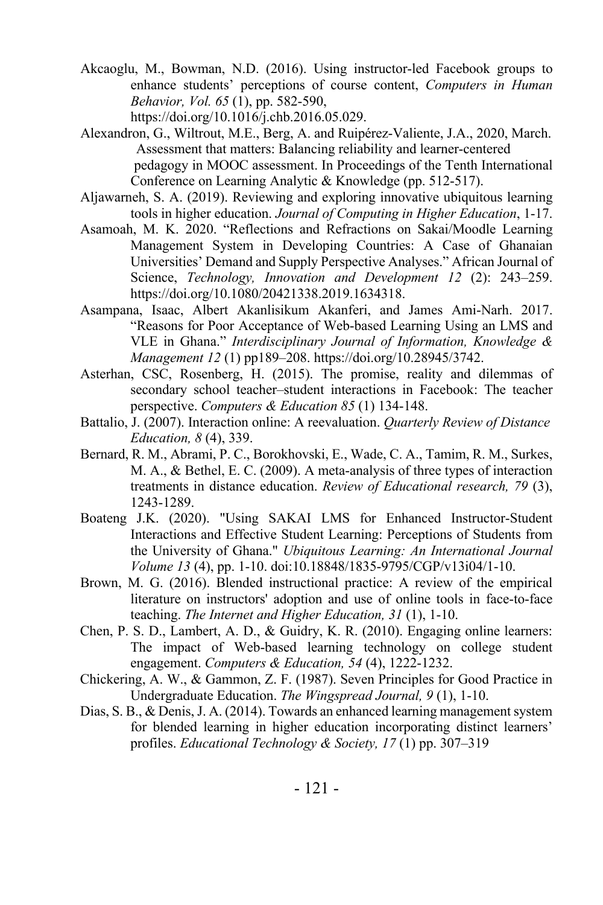Akcaoglu, M., Bowman, N.D. (2016). Using instructor-led Facebook groups to enhance students' perceptions of course content, *Computers in Human Behavior, Vol. 65* (1), pp. 582-590, https://doi.org/10.1016/j.chb.2016.05.029.

Alexandron, G., Wiltrout, M.E., Berg, A. and Ruipérez-Valiente, J.A., 2020, March. Assessment that matters: Balancing reliability and learner-centered pedagogy in MOOC assessment. In Proceedings of the Tenth International Conference on Learning Analytic & Knowledge (pp. 512-517).

Aljawarneh, S. A. (2019). Reviewing and exploring innovative ubiquitous learning tools in higher education. *Journal of Computing in Higher Education*, 1-17.

Asamoah, M. K. 2020. "Reflections and Refractions on Sakai/Moodle Learning Management System in Developing Countries: A Case of Ghanaian Universities' Demand and Supply Perspective Analyses." African Journal of Science, *Technology, Innovation and Development 12* (2): 243–259. https://doi.org/10.1080/20421338.2019.1634318.

Asampana, Isaac, Albert Akanlisikum Akanferi, and James Ami-Narh. 2017. "Reasons for Poor Acceptance of Web-based Learning Using an LMS and VLE in Ghana." *Interdisciplinary Journal of Information, Knowledge & Management 12* (1) pp189–208. https://doi.org/10.28945/3742.

Asterhan, CSC, Rosenberg, H. (2015). The promise, reality and dilemmas of secondary school teacher–student interactions in Facebook: The teacher perspective. *Computers & Education 85* (1) 134-148.

Battalio, J. (2007). Interaction online: A reevaluation. *Quarterly Review of Distance Education, 8* (4), 339.

Bernard, R. M., Abrami, P. C., Borokhovski, E., Wade, C. A., Tamim, R. M., Surkes, M. A., & Bethel, E. C. (2009). A meta-analysis of three types of interaction treatments in distance education. *Review of Educational research, 79* (3), 1243-1289.

Boateng J.K. (2020). "Using SAKAI LMS for Enhanced Instructor-Student Interactions and Effective Student Learning: Perceptions of Students from the University of Ghana." *Ubiquitous Learning: An International Journal Volume 13* (4), pp. 1-10. doi:10.18848/1835-9795/CGP/v13i04/1-10.

Brown, M. G. (2016). Blended instructional practice: A review of the empirical literature on instructors' adoption and use of online tools in face-to-face teaching. *The Internet and Higher Education, 31* (1), 1-10.

Chen, P. S. D., Lambert, A. D., & Guidry, K. R. (2010). Engaging online learners: The impact of Web-based learning technology on college student engagement. *Computers & Education, 54* (4), 1222-1232.

Chickering, A. W., & Gammon, Z. F. (1987). Seven Principles for Good Practice in Undergraduate Education. *The Wingspread Journal, 9* (1), 1-10.

Dias, S. B., & Denis, J. A. (2014). Towards an enhanced learning management system for blended learning in higher education incorporating distinct learners' profiles. *Educational Technology & Society, 17* (1) pp. 307–319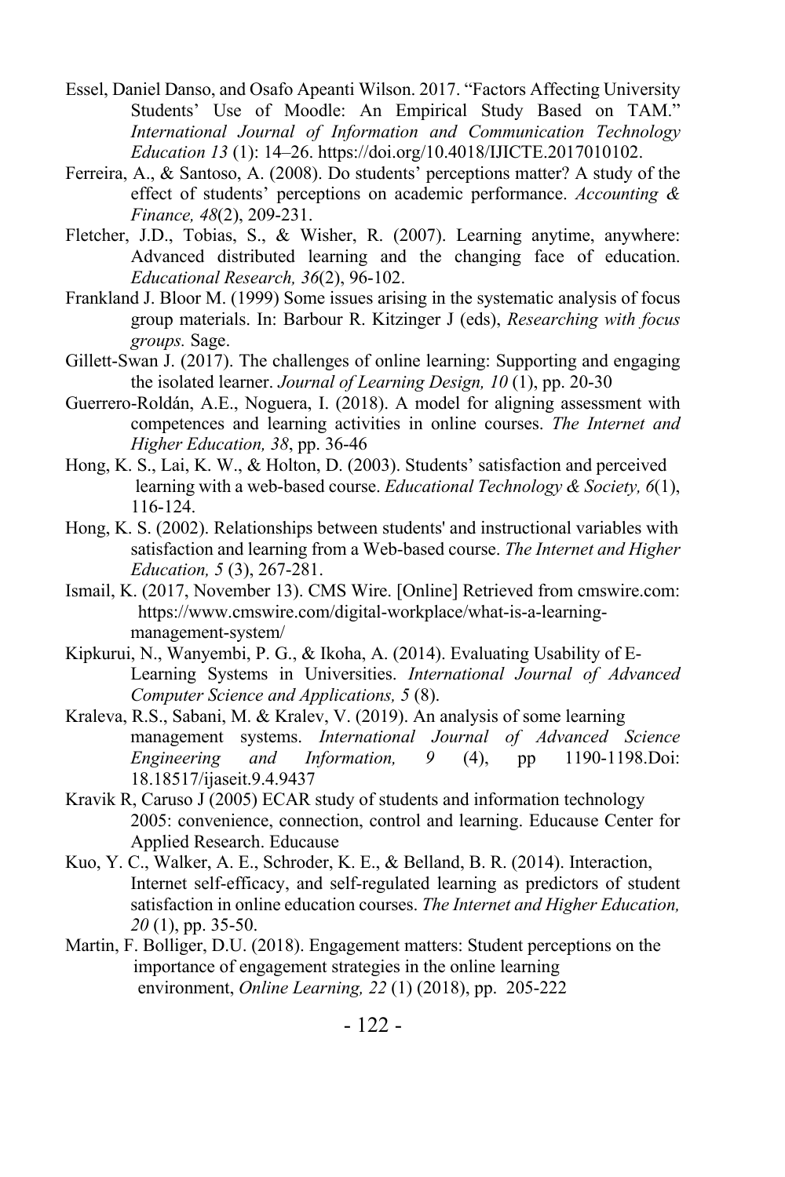Essel, Daniel Danso, and Osafo Apeanti Wilson. 2017. "Factors Affecting University Students' Use of Moodle: An Empirical Study Based on TAM." *International Journal of Information and Communication Technology Education 13* (1): 14–26. https://doi.org/10.4018/IJICTE.2017010102.

Ferreira, A., & Santoso, A. (2008). Do students' perceptions matter? A study of the effect of students' perceptions on academic performance. *Accounting & Finance, 48*(2), 209-231.

Fletcher, J.D., Tobias, S., & Wisher, R. (2007). Learning anytime, anywhere: Advanced distributed learning and the changing face of education. *Educational Research, 36*(2), 96-102.

Frankland J. Bloor M. (1999) Some issues arising in the systematic analysis of focus group materials. In: Barbour R. Kitzinger J (eds), *Researching with focus groups.* Sage.

Gillett-Swan J. (2017). The challenges of online learning: Supporting and engaging the isolated learner. *Journal of Learning Design, 10* (1), pp. 20-30

Guerrero-Roldán, A.E., Noguera, I. (2018). A model for aligning assessment with competences and learning activities in online courses. *The Internet and Higher Education, 38*, pp. 36-46

Hong, K. S., Lai, K. W., & Holton, D. (2003). Students' satisfaction and perceived learning with a web-based course. *Educational Technology & Society, 6*(1), 116-124.

Hong, K. S. (2002). Relationships between students' and instructional variables with satisfaction and learning from a Web-based course. *The Internet and Higher Education, 5* (3), 267-281.

Ismail, K. (2017, November 13). CMS Wire. [Online] Retrieved from cmswire.com: https://www.cmswire.com/digital-workplace/what-is-a-learning-management-system/

Kipkurui, N., Wanyembi, P. G., & Ikoha, A. (2014). Evaluating Usability of E-Learning Systems in Universities. *International Journal of Advanced Computer Science and Applications, 5* (8).

Kraleva, R.S., Sabani, M. & Kralev, V. (2019). An analysis of some learning management systems. *International Journal of Advanced Science Engineering and Information, 9* (4), pp 1190-1198.Doi: 18.18517/ijaseit.9.4.9437

Kravik R, Caruso J (2005) ECAR study of students and information technology 2005: convenience, connection, control and learning. Educause Center for Applied Research. Educause

Kuo, Y. C., Walker, A. E., Schroder, K. E., & Belland, B. R. (2014). Interaction, Internet self-efficacy, and self-regulated learning as predictors of student satisfaction in online education courses. *The Internet and Higher Education, 20* (1), pp. 35-50.

Martin, F. Bolliger, D.U. (2018). Engagement matters: Student perceptions on the importance of engagement strategies in the online learning environment, *Online Learning, 22* (1) (2018), pp. 205-222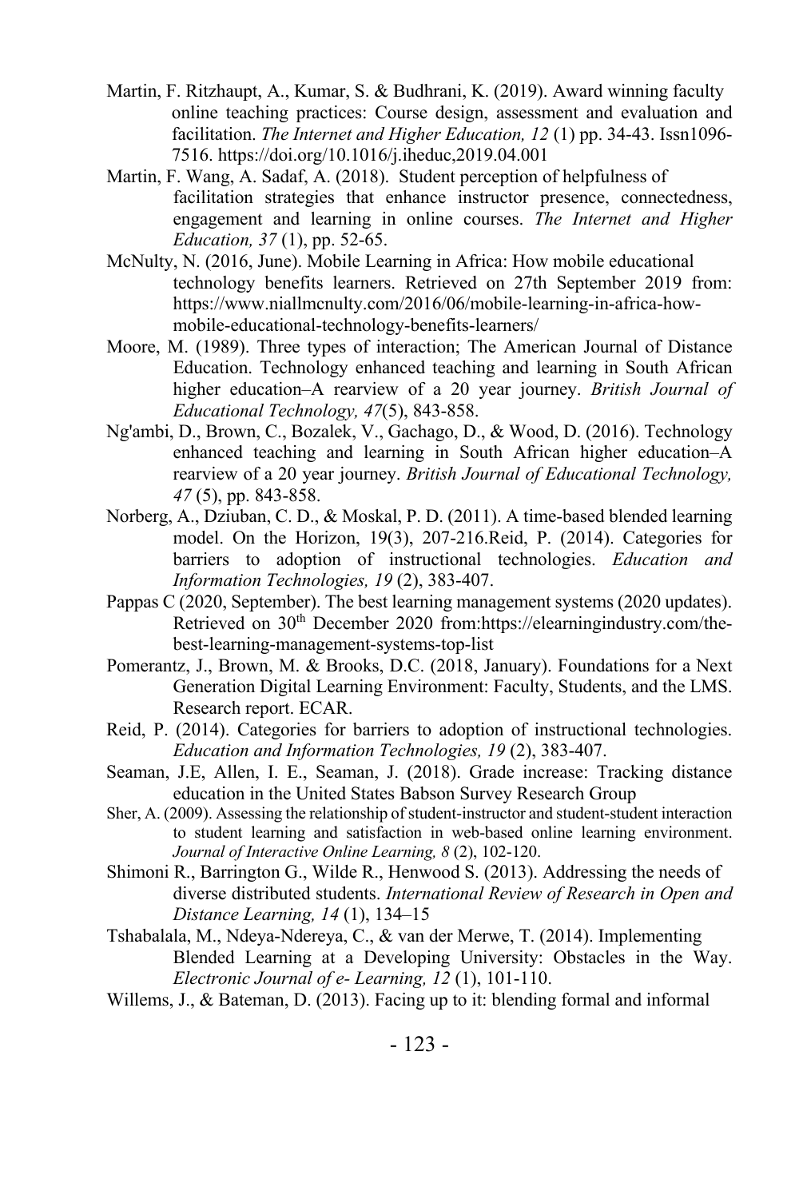Martin, F. Ritzhaupt, A., Kumar, S. & Budhrani, K. (2019). Award winning faculty online teaching practices: Course design, assessment and evaluation and facilitation. *The Internet and Higher Education, 12* (1) pp. 34-43. Issn1096-7516. https://doi.org/10.1016/j.iheduc,2019.04.001

Martin, F. Wang, A. Sadaf, A. (2018). Student perception of helpfulness of facilitation strategies that enhance instructor presence, connectedness, engagement and learning in online courses. *The Internet and Higher Education, 37* (1), pp. 52-65.

McNulty, N. (2016, June). Mobile Learning in Africa: How mobile educational technology benefits learners. Retrieved on 27th September 2019 from: https://www.niallmcnulty.com/2016/06/mobile-learning-in-africa-how-mobile-educational-technology-benefits-learners/

Moore, M. (1989). Three types of interaction; The American Journal of Distance Education. Technology enhanced teaching and learning in South African higher education–A rearview of a 20 year journey. *British Journal of Educational Technology, 47*(5), 843-858.

Ng'ambi, D., Brown, C., Bozalek, V., Gachago, D., & Wood, D. (2016). Technology enhanced teaching and learning in South African higher education–A rearview of a 20 year journey. *British Journal of Educational Technology, 47* (5), pp. 843-858.

Norberg, A., Dziuban, C. D., & Moskal, P. D. (2011). A time-based blended learning model. On the Horizon, 19(3), 207-216.Reid, P. (2014). Categories for barriers to adoption of instructional technologies. *Education and Information Technologies, 19* (2), 383-407.

Pappas C (2020, September). The best learning management systems (2020 updates). Retrieved on 30th December 2020 from:https://elearningindustry.com/the-best-learning-management-systems-top-list

Pomerantz, J., Brown, M. & Brooks, D.C. (2018, January). Foundations for a Next Generation Digital Learning Environment: Faculty, Students, and the LMS. Research report. ECAR.

Reid, P. (2014). Categories for barriers to adoption of instructional technologies. *Education and Information Technologies, 19* (2), 383-407.

Seaman, J.E, Allen, I. E., Seaman, J. (2018). Grade increase: Tracking distance education in the United States Babson Survey Research Group

Sher, A. (2009). Assessing the relationship of student-instructor and student-student interaction to student learning and satisfaction in web-based online learning environment. *Journal of Interactive Online Learning, 8* (2), 102-120.

Shimoni R., Barrington G., Wilde R., Henwood S. (2013). Addressing the needs of diverse distributed students. *International Review of Research in Open and Distance Learning, 14* (1), 134–15

Tshabalala, M., Ndeya-Ndereya, C., & van der Merwe, T. (2014). Implementing Blended Learning at a Developing University: Obstacles in the Way. *Electronic Journal of e- Learning, 12* (1), 101-110.

Willems, J., & Bateman, D. (2013). Facing up to it: blending formal and informal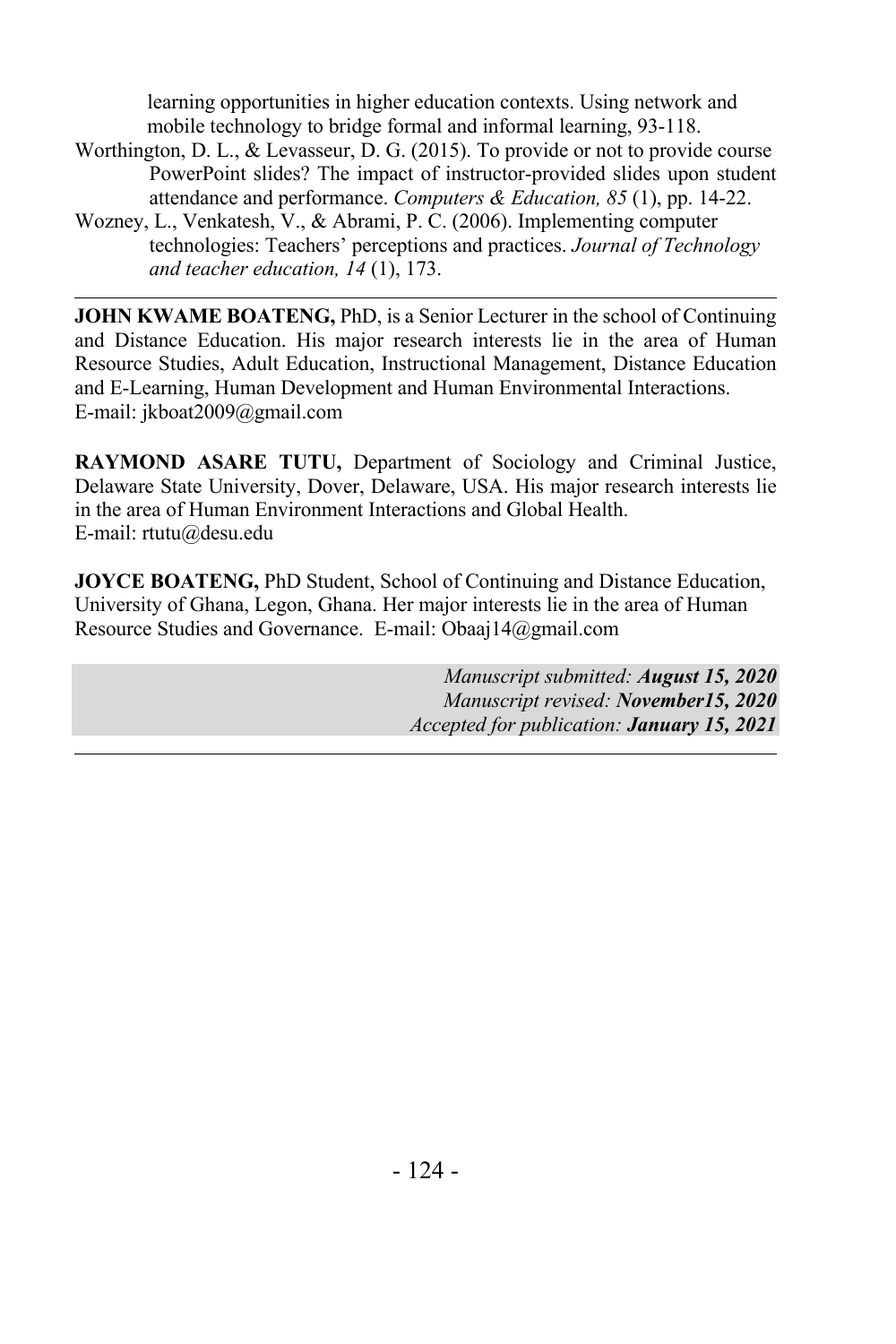learning opportunities in higher education contexts. Using network and mobile technology to bridge formal and informal learning, 93-118.

Worthington, D. L., & Levasseur, D. G. (2015). To provide or not to provide course PowerPoint slides? The impact of instructor-provided slides upon student attendance and performance. *Computers & Education, 85* (1), pp. 14-22.

Wozney, L., Venkatesh, V., & Abrami, P. C. (2006). Implementing computer technologies: Teachers' perceptions and practices. *Journal of Technology and teacher education, 14* (1), 173.

---

**JOHN KWAME BOATENG,** PhD, is a Senior Lecturer in the school of Continuing and Distance Education. His major research interests lie in the area of Human Resource Studies, Adult Education, Instructional Management, Distance Education and E-Learning, Human Development and Human Environmental Interactions. E-mail: jkboat2009@gmail.com

**RAYMOND ASARE TUTU,** Department of Sociology and Criminal Justice, Delaware State University, Dover, Delaware, USA. His major research interests lie in the area of Human Environment Interactions and Global Health. E-mail: rtutu@desu.edu

**JOYCE BOATENG,** PhD Student, School of Continuing and Distance Education, University of Ghana, Legon, Ghana. Her major interests lie in the area of Human Resource Studies and Governance. E-mail: Obaaj14@gmail.com

*Manuscript submitted:* ***August 15, 2020***
*Manuscript revised:* ***November15, 2020***
*Accepted for publication:* ***January 15, 2021***

---